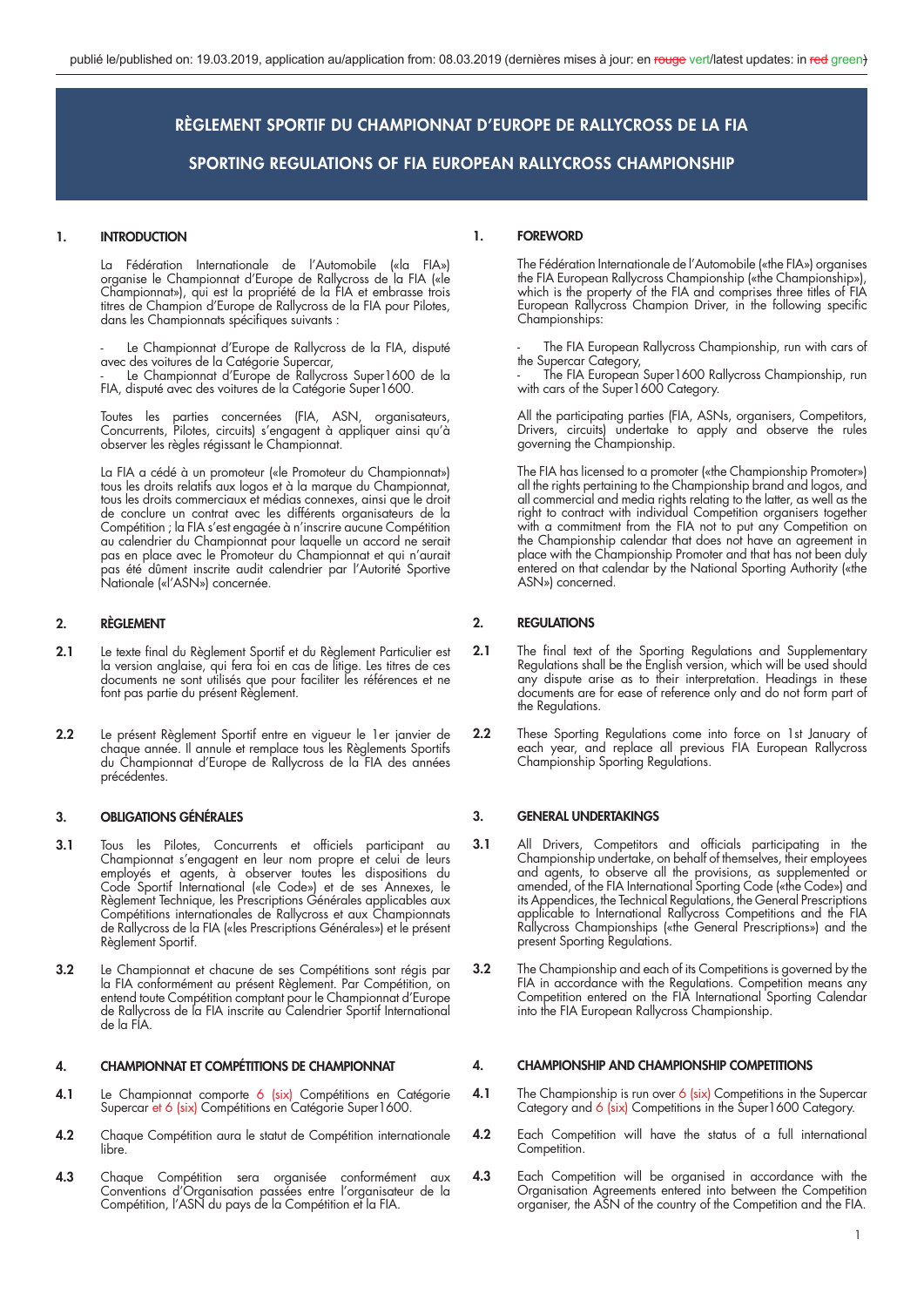publié le/published on: 19.03.2019, application au/application from: 08.03.2019 (dernières mises à jour: en ~~rouge~~ vert/latest updates: in ~~red~~ green)

# RÈGLEMENT SPORTIF DU CHAMPIONNAT D'EUROPE DE RALLYCROSS DE LA FIA

# SPORTING REGULATIONS OF FIA EUROPEAN RALLYCROSS CHAMPIONSHIP

## 1. INTRODUCTION

La Fédération Internationale de l'Automobile («la FIA») organise le Championnat d'Europe de Rallycross de la FIA («le Championnat»), qui est la propriété de la FIA et embrasse trois titres de Champion d'Europe de Rallycross de la FIA pour Pilotes, dans les Championnats spécifiques suivants :

- Le Championnat d'Europe de Rallycross de la FIA, disputé avec des voitures de la Catégorie Supercar,
- Le Championnat d'Europe de Rallycross Super1600 de la FIA, disputé avec des voitures de la Catégorie Super1600.

Toutes les parties concernées (FIA, ASN, organisateurs, Concurrents, Pilotes, circuits) s'engagent à appliquer ainsi qu'à observer les règles régissant le Championnat.

La FIA a cédé à un promoteur («le Promoteur du Championnat») tous les droits relatifs aux logos et à la marque du Championnat, tous les droits commerciaux et médias connexes, ainsi que le droit de conclure un contrat avec les différents organisateurs de la Compétition ; la FIA s'est engagée à n'inscrire aucune Compétition au calendrier du Championnat pour laquelle un accord ne serait pas en place avec le Promoteur du Championnat et qui n'aurait pas été dûment inscrite audit calendrier par l'Autorité Sportive Nationale («l'ASN») concernée.

## 1. FOREWORD

The Fédération Internationale de l'Automobile («the FIA») organises the FIA European Rallycross Championship («the Championship»), which is the property of the FIA and comprises three titles of FIA European Rallycross Champion Driver, in the following specific Championships:

- The FIA European Rallycross Championship, run with cars of the Supercar Category,
- The FIA European Super1600 Rallycross Championship, run with cars of the Super1600 Category.

All the participating parties (FIA, ASNs, organisers, Competitors, Drivers, circuits) undertake to apply and observe the rules governing the Championship.

The FIA has licensed to a promoter («the Championship Promoter») all the rights pertaining to the Championship brand and logos, and all commercial and media rights relating to the latter, as well as the right to contract with individual Competition organisers together with a commitment from the FIA not to put any Competition on the Championship calendar that does not have an agreement in place with the Championship Promoter and that has not been duly entered on that calendar by the National Sporting Authority («the ASN») concerned.

## 2. RÈGLEMENT

**2.1** Le texte final du Règlement Sportif et du Règlement Particulier est la version anglaise, qui fera foi en cas de litige. Les titres de ces documents ne sont utilisés que pour faciliter les références et ne font pas partie du présent Règlement.

**2.2** Le présent Règlement Sportif entre en vigueur le 1er janvier de chaque année. Il annule et remplace tous les Règlements Sportifs du Championnat d'Europe de Rallycross de la FIA des années précédentes.

## 2. REGULATIONS

**2.1** The final text of the Sporting Regulations and Supplementary Regulations shall be the English version, which will be used should any dispute arise as to their interpretation. Headings in these documents are for ease of reference only and do not form part of the Regulations.

**2.2** These Sporting Regulations come into force on 1st January of each year, and replace all previous FIA European Rallycross Championship Sporting Regulations.

## 3. OBLIGATIONS GÉNÉRALES

**3.1** Tous les Pilotes, Concurrents et officiels participant au Championnat s'engagent en leur nom propre et celui de leurs employés et agents, à observer toutes les dispositions du Code Sportif International («le Code») et de ses Annexes, le Règlement Technique, les Prescriptions Générales applicables aux Compétitions internationales de Rallycross et aux Championnats de Rallycross de la FIA («les Prescriptions Générales») et le présent Règlement Sportif.

**3.2** Le Championnat et chacune de ses Compétitions sont régis par la FIA conformément au présent Règlement. Par Compétition, on entend toute Compétition comptant pour le Championnat d'Europe de Rallycross de la FIA inscrite au Calendrier Sportif International de la FIA.

## 3. GENERAL UNDERTAKINGS

**3.1** All Drivers, Competitors and officials participating in the Championship undertake, on behalf of themselves, their employees and agents, to observe all the provisions, as supplemented or amended, of the FIA International Sporting Code («the Code») and its Appendices, the Technical Regulations, the General Prescriptions applicable to International Rallycross Competitions and the FIA Rallycross Championships («the General Prescriptions») and the present Sporting Regulations.

**3.2** The Championship and each of its Competitions is governed by the FIA in accordance with the Regulations. Competition means any Competition entered on the FIA International Sporting Calendar into the FIA European Rallycross Championship.

## 4. CHAMPIONNAT ET COMPÉTITIONS DE CHAMPIONNAT

**4.1** Le Championnat comporte 6 (six) Compétitions en Catégorie Supercar et 6 (six) Compétitions en Catégorie Super1600.

**4.2** Chaque Compétition aura le statut de Compétition internationale libre.

**4.3** Chaque Compétition sera organisée conformément aux Conventions d'Organisation passées entre l'organisateur de la Compétition, l'ASN du pays de la Compétition et la FIA.

## 4. CHAMPIONSHIP AND CHAMPIONSHIP COMPETITIONS

**4.1** The Championship is run over 6 (six) Competitions in the Supercar Category and 6 (six) Competitions in the Super1600 Category.

**4.2** Each Competition will have the status of a full international Competition.

**4.3** Each Competition will be organised in accordance with the Organisation Agreements entered into between the Competition organiser, the ASN of the country of the Competition and the FIA.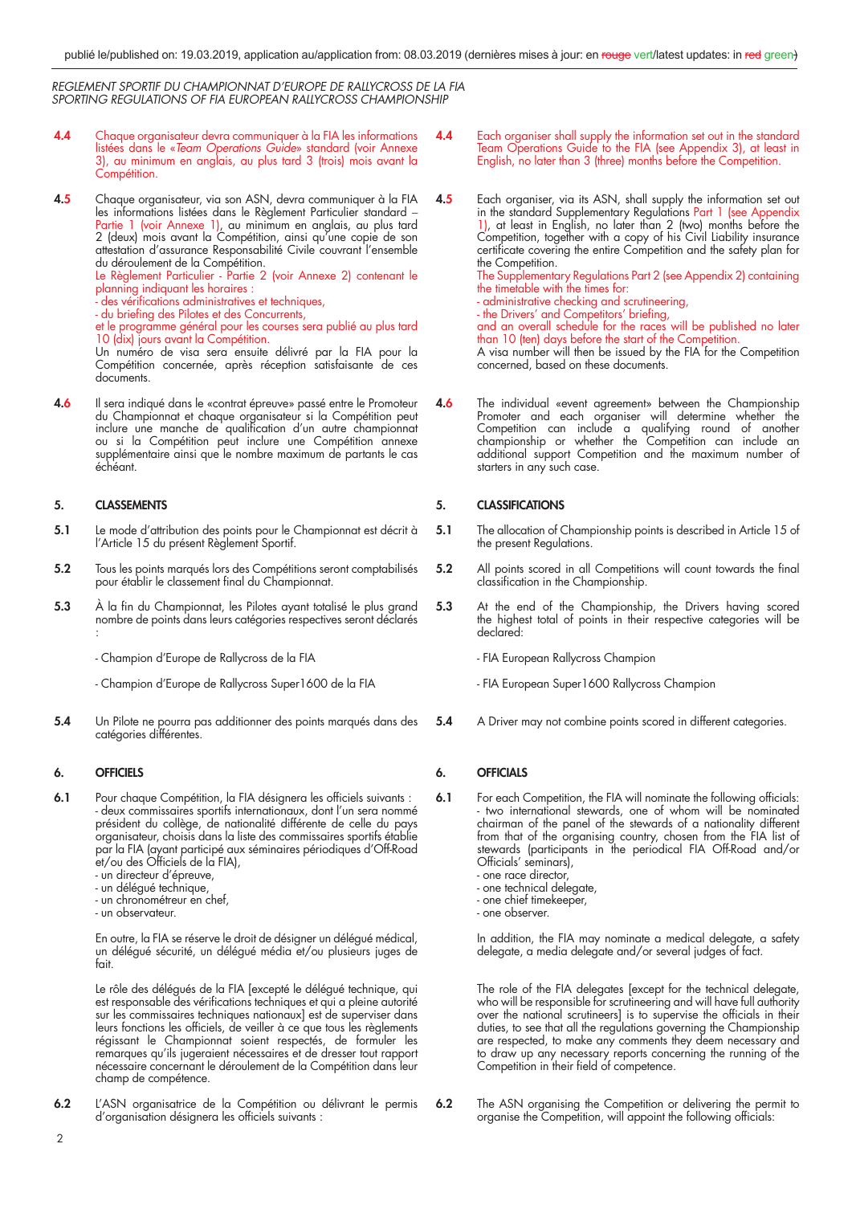**4.4** Chaque organisateur devra communiquer à la FIA les informations listées dans le «*Team Operations Guide*» standard (voir Annexe 3), au minimum en anglais, au plus tard 3 (trois) mois avant la Compétition.

**4.5** Chaque organisateur, via son ASN, devra communiquer à la FIA les informations listées dans le Règlement Particulier standard – Partie 1 (voir Annexe 1), au minimum en anglais, au plus tard 2 (deux) mois avant la Compétition, ainsi qu'une copie de son attestation d'assurance Responsabilité Civile couvrant l'ensemble du déroulement de la Compétition.
Le Règlement Particulier - Partie 2 (voir Annexe 2) contenant le planning indiquant les horaires :
- des vérifications administratives et techniques,
- du briefing des Pilotes et des Concurrents,
et le programme général pour les courses sera publié au plus tard 10 (dix) jours avant la Compétition.
Un numéro de visa sera ensuite délivré par la FIA pour la Compétition concernée, après réception satisfaisante de ces documents.

**4.6** Il sera indiqué dans le «contrat épreuve» passé entre le Promoteur du Championnat et chaque organisateur si la Compétition peut inclure une manche de qualification d'un autre championnat ou si la Compétition peut inclure une Compétition annexe supplémentaire ainsi que le nombre maximum de partants le cas échéant.

## 5. CLASSEMENTS

**5.1** Le mode d'attribution des points pour le Championnat est décrit à l'Article 15 du présent Règlement Sportif.

**5.2** Tous les points marqués lors des Compétitions seront comptabilisés pour établir le classement final du Championnat.

**5.3** À la fin du Championnat, les Pilotes ayant totalisé le plus grand nombre de points dans leurs catégories respectives seront déclarés :

- Champion d'Europe de Rallycross de la FIA
- Champion d'Europe de Rallycross Super1600 de la FIA

**5.4** Un Pilote ne pourra pas additionner des points marqués dans des catégories différentes.

## 6. OFFICIELS

**6.1** Pour chaque Compétition, la FIA désignera les officiels suivants :
- deux commissaires sportifs internationaux, dont l'un sera nommé président du collège, de nationalité différente de celle du pays organisateur, choisis dans la liste des commissaires sportifs établie par la FIA (ayant participé aux séminaires périodiques d'Off-Road et/ou des Officiels de la FIA),
- un directeur d'épreuve,
- un délégué technique,
- un chronométreur en chef,
- un observateur.

En outre, la FIA se réserve le droit de désigner un délégué médical, un délégué sécurité, un délégué média et/ou plusieurs juges de fait.

Le rôle des délégués de la FIA [excepté le délégué technique, qui est responsable des vérifications techniques et qui a pleine autorité sur les commissaires techniques nationaux] est de superviser dans leurs fonctions les officiels, de veiller à ce que tous les règlements régissant le Championnat soient respectés, de formuler les remarques qu'ils jugeraient nécessaires et de dresser tout rapport nécessaire concernant le déroulement de la Compétition dans leur champ de compétence.

**6.2** L'ASN organisatrice de la Compétition ou délivrant le permis d'organisation désignera les officiels suivants :

---

**4.4** Each organiser shall supply the information set out in the standard Team Operations Guide to the FIA (see Appendix 3), at least in English, no later than 3 (three) months before the Competition.

**4.5** Each organiser, via its ASN, shall supply the information set out in the standard Supplementary Regulations Part 1 (see Appendix 1), at least in English, no later than 2 (two) months before the Competition, together with a copy of his Civil Liability insurance certificate covering the entire Competition and the safety plan for the Competition.
The Supplementary Regulations Part 2 (see Appendix 2) containing the timetable with the times for:
- administrative checking and scrutineering,
- the Drivers' and Competitors' briefing,
and an overall schedule for the races will be published no later than 10 (ten) days before the start of the Competition.
A visa number will then be issued by the FIA for the Competition concerned, based on these documents.

**4.6** The individual «event agreement» between the Championship Promoter and each organiser will determine whether the Competition can include a qualifying round of another championship or whether the Competition can include an additional support Competition and the maximum number of starters in any such case.

## 5. CLASSIFICATIONS

**5.1** The allocation of Championship points is described in Article 15 of the present Regulations.

**5.2** All points scored in all Competitions will count towards the final classification in the Championship.

**5.3** At the end of the Championship, the Drivers having scored the highest total of points in their respective categories will be declared:

- FIA European Rallycross Champion
- FIA European Super1600 Rallycross Champion

**5.4** A Driver may not combine points scored in different categories.

## 6. OFFICIALS

**6.1** For each Competition, the FIA will nominate the following officials:
- two international stewards, one of whom will be nominated chairman of the panel of the stewards of a nationality different from that of the organising country, chosen from the FIA list of stewards (participants in the periodical FIA Off-Road and/or Officials' seminars),
- one race director,
- one technical delegate,
- one chief timekeeper,
- one observer.

In addition, the FIA may nominate a medical delegate, a safety delegate, a media delegate and/or several judges of fact.

The role of the FIA delegates [except for the technical delegate, who will be responsible for scrutineering and will have full authority over the national scrutineers] is to supervise the officials in their duties, to see that all the regulations governing the Championship are respected, to make any comments they deem necessary and to draw up any necessary reports concerning the running of the Competition in their field of competence.

**6.2** The ASN organising the Competition or delivering the permit to organise the Competition, will appoint the following officials: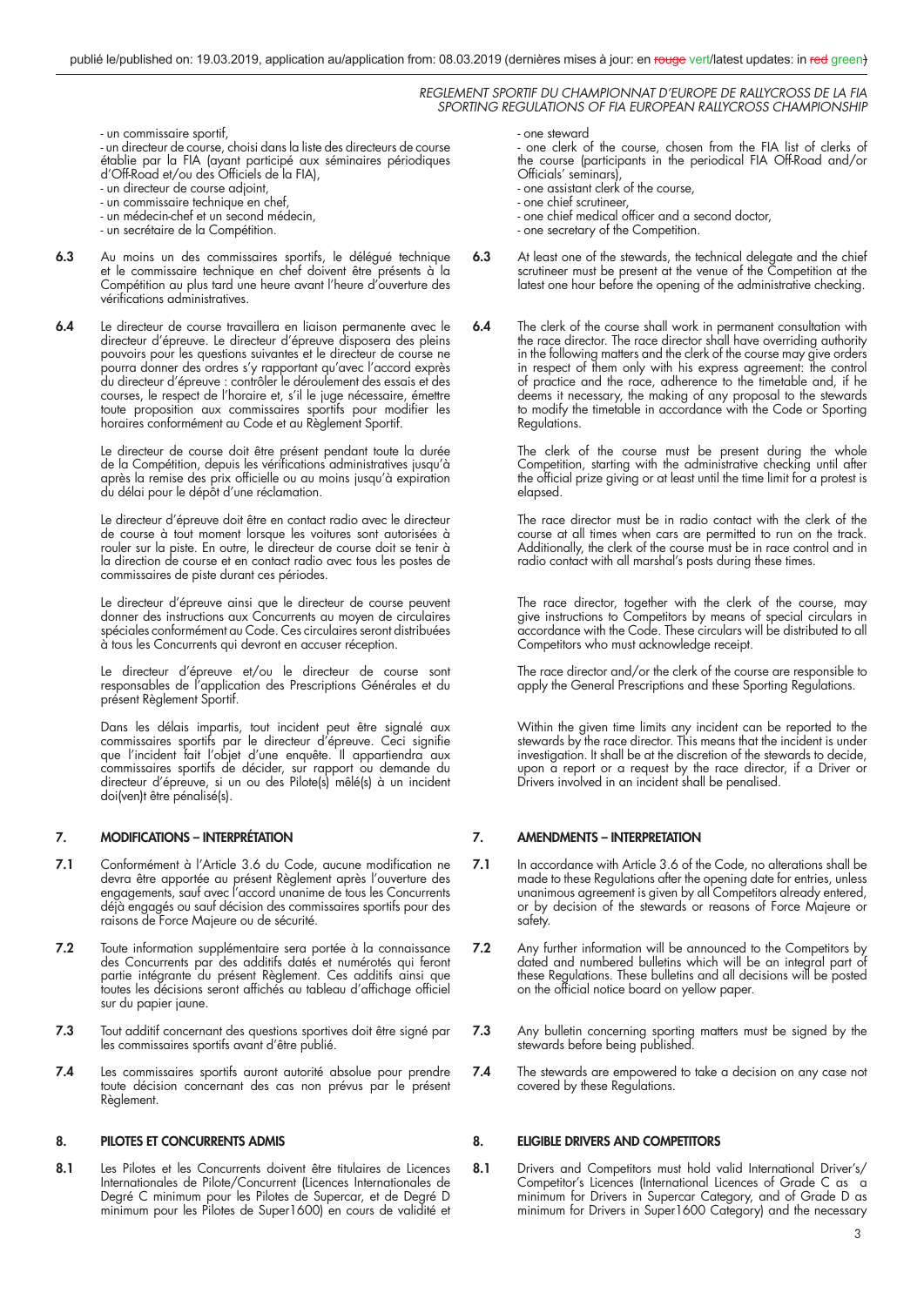- un commissaire sportif,
- un directeur de course, choisi dans la liste des directeurs de course établie par la FIA (ayant participé aux séminaires périodiques d'Off-Road et/ou des Officiels de la FIA),
- un directeur de course adjoint,
- un commissaire technique en chef,
- un médecin-chef et un second médecin,
- un secrétaire de la Compétition.

**6.3** Au moins un des commissaires sportifs, le délégué technique et le commissaire technique en chef doivent être présents à la Compétition au plus tard une heure avant l'heure d'ouverture des vérifications administratives.

**6.4** Le directeur de course travaillera en liaison permanente avec le directeur d'épreuve. Le directeur d'épreuve disposera des pleins pouvoirs pour les questions suivantes et le directeur de course ne pourra donner des ordres s'y rapportant qu'avec l'accord exprès du directeur d'épreuve : contrôler le déroulement des essais et des courses, le respect de l'horaire et, s'il le juge nécessaire, émettre toute proposition aux commissaires sportifs pour modifier les horaires conformément au Code et au Règlement Sportif.

Le directeur de course doit être présent pendant toute la durée de la Compétition, depuis les vérifications administratives jusqu'à après la remise des prix officielle ou au moins jusqu'à expiration du délai pour le dépôt d'une réclamation.

Le directeur d'épreuve doit être en contact radio avec le directeur de course à tout moment lorsque les voitures sont autorisées à rouler sur la piste. En outre, le directeur de course doit se tenir à la direction de course et en contact radio avec tous les postes de commissaires de piste durant ces périodes.

Le directeur d'épreuve ainsi que le directeur de course peuvent donner des instructions aux Concurrents au moyen de circulaires spéciales conformément au Code. Ces circulaires seront distribuées à tous les Concurrents qui devront en accuser réception.

Le directeur d'épreuve et/ou le directeur de course sont responsables de l'application des Prescriptions Générales et du présent Règlement Sportif.

Dans les délais impartis, tout incident peut être signalé aux commissaires sportifs par le directeur d'épreuve. Ceci signifie que l'incident fait l'objet d'une enquête. Il appartiendra aux commissaires sportifs de décider, sur rapport ou demande du directeur d'épreuve, si un ou des Pilote(s) mêlé(s) à un incident doi(ven)t être pénalisé(s).

## 7. MODIFICATIONS – INTERPRÉTATION

**7.1** Conformément à l'Article 3.6 du Code, aucune modification ne devra être apportée au présent Règlement après l'ouverture des engagements, sauf avec l'accord unanime de tous les Concurrents déjà engagés ou sauf décision des commissaires sportifs pour des raisons de Force Majeure ou de sécurité.

**7.2** Toute information supplémentaire sera portée à la connaissance des Concurrents par des additifs datés et numérotés qui feront partie intégrante du présent Règlement. Ces additifs ainsi que toutes les décisions seront affichés au tableau d'affichage officiel sur du papier jaune.

**7.3** Tout additif concernant des questions sportives doit être signé par les commissaires sportifs avant d'être publié.

**7.4** Les commissaires sportifs auront autorité absolue pour prendre toute décision concernant des cas non prévus par le présent Règlement.

## 8. PILOTES ET CONCURRENTS ADMIS

**8.1** Les Pilotes et les Concurrents doivent être titulaires de Licences Internationales de Pilote/Concurrent (Licences Internationales de Degré C minimum pour les Pilotes de Supercar, et de Degré D minimum pour les Pilotes de Super1600) en cours de validité et

- one steward
- one clerk of the course, chosen from the FIA list of clerks of the course (participants in the periodical FIA Off-Road and/or Officials' seminars),
- one assistant clerk of the course,
- one chief scrutineer,
- one chief medical officer and a second doctor,
- one secretary of the Competition.

**6.3** At least one of the stewards, the technical delegate and the chief scrutineer must be present at the venue of the Competition at the latest one hour before the opening of the administrative checking.

**6.4** The clerk of the course shall work in permanent consultation with the race director. The race director shall have overriding authority in the following matters and the clerk of the course may give orders in respect of them only with his express agreement: the control of practice and the race, adherence to the timetable and, if he deems it necessary, the making of any proposal to the stewards to modify the timetable in accordance with the Code or Sporting Regulations.

The clerk of the course must be present during the whole Competition, starting with the administrative checking until after the official prize giving or at least until the time limit for a protest is elapsed.

The race director must be in radio contact with the clerk of the course at all times when cars are permitted to run on the track. Additionally, the clerk of the course must be in race control and in radio contact with all marshal's posts during these times.

The race director, together with the clerk of the course, may give instructions to Competitors by means of special circulars in accordance with the Code. These circulars will be distributed to all Competitors who must acknowledge receipt.

The race director and/or the clerk of the course are responsible to apply the General Prescriptions and these Sporting Regulations.

Within the given time limits any incident can be reported to the stewards by the race director. This means that the incident is under investigation. It shall be at the discretion of the stewards to decide, upon a report or a request by the race director, if a Driver or Drivers involved in an incident shall be penalised.

## 7. AMENDMENTS – INTERPRETATION

**7.1** In accordance with Article 3.6 of the Code, no alterations shall be made to these Regulations after the opening date for entries, unless unanimous agreement is given by all Competitors already entered, or by decision of the stewards or reasons of Force Majeure or safety.

**7.2** Any further information will be announced to the Competitors by dated and numbered bulletins which will be an integral part of these Regulations. These bulletins and all decisions will be posted on the official notice board on yellow paper.

**7.3** Any bulletin concerning sporting matters must be signed by the stewards before being published.

**7.4** The stewards are empowered to take a decision on any case not covered by these Regulations.

## 8. ELIGIBLE DRIVERS AND COMPETITORS

**8.1** Drivers and Competitors must hold valid International Driver's/ Competitor's Licences (International Licences of Grade C as a minimum for Drivers in Supercar Category, and of Grade D as minimum for Drivers in Super1600 Category) and the necessary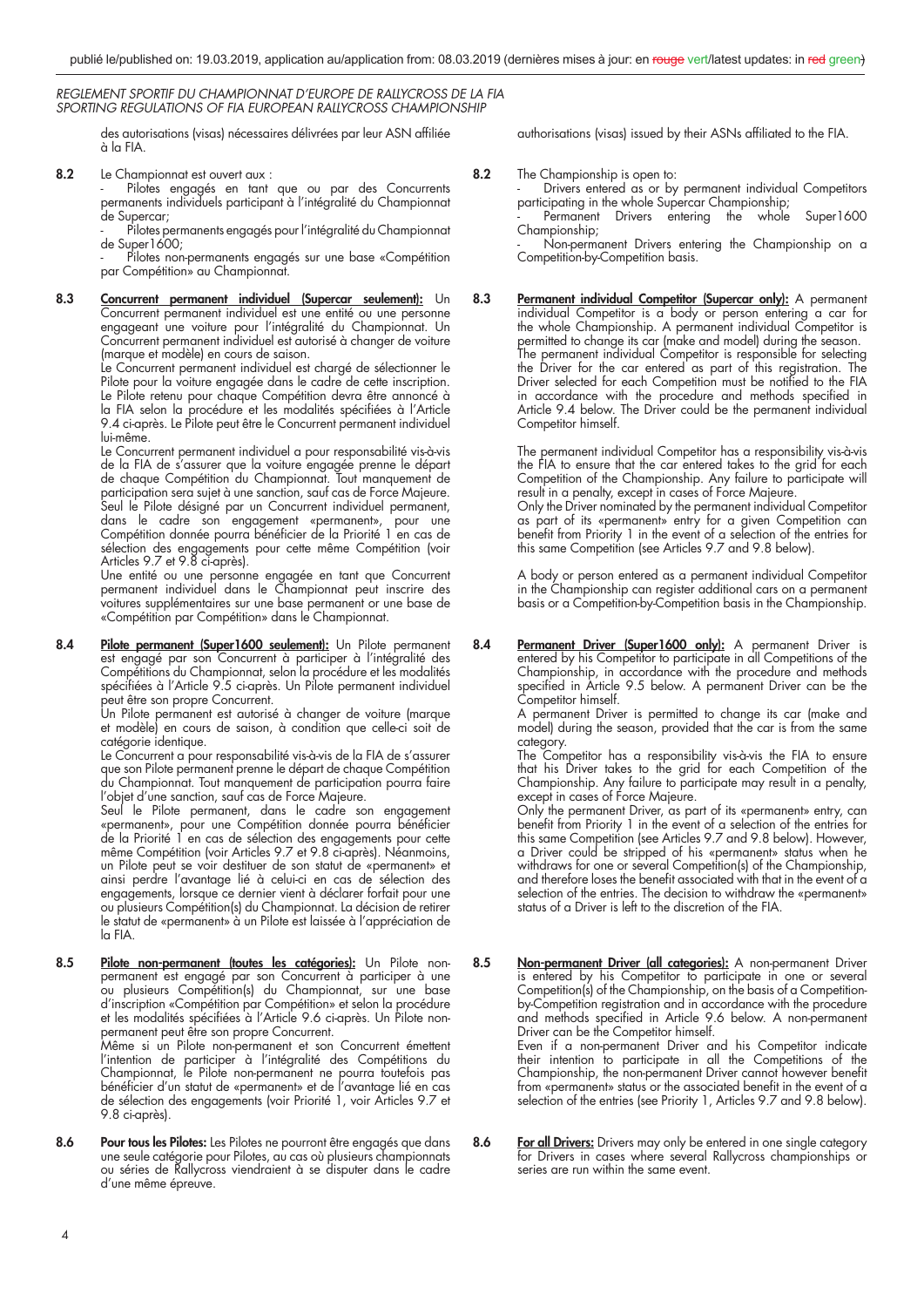des autorisations (visas) nécessaires délivrées par leur ASN affiliée à la FIA.

authorisations (visas) issued by their ASNs affiliated to the FIA.

**8.2** Le Championnat est ouvert aux :
- Pilotes engagés en tant que ou par des Concurrents permanents individuels participant à l'intégralité du Championnat de Supercar;
- Pilotes permanents engagés pour l'intégralité du Championnat de Super1600;
- Pilotes non-permanents engagés sur une base «Compétition par Compétition» au Championnat.

**8.2** The Championship is open to:
- Drivers entered as or by permanent individual Competitors participating in the whole Supercar Championship;
- Permanent Drivers entering the whole Super1600 Championship;
- Non-permanent Drivers entering the Championship on a Competition-by-Competition basis.

**8.3** **Concurrent permanent individuel (Supercar seulement):** Un Concurrent permanent individuel est une entité ou une personne engageant une voiture pour l'intégralité du Championnat. Un Concurrent permanent individuel est autorisé à changer de voiture (marque et modèle) en cours de saison.
Le Concurrent permanent individuel est chargé de sélectionner le Pilote pour la voiture engagée dans le cadre de cette inscription. Le Pilote retenu pour chaque Compétition devra être annoncé à la FIA selon la procédure et les modalités spécifiées à l'Article 9.4 ci-après. Le Pilote peut être le Concurrent permanent individuel lui-même.
Le Concurrent permanent individuel a pour responsabilité vis-à-vis de la FIA de s'assurer que la voiture engagée prenne le départ de chaque Compétition du Championnat. Tout manquement de participation sera sujet à une sanction, sauf cas de Force Majeure.
Seul le Pilote désigné par un Concurrent individuel permanent, dans le cadre son engagement «permanent», pour une Compétition donnée pourra bénéficier de la Priorité 1 en cas de sélection des engagements pour cette même Compétition (voir Articles 9.7 et 9.8 ci-après).
Une entité ou une personne engagée en tant que Concurrent permanent individuel dans le Championnat peut inscrire des voitures supplémentaires sur une base permanent ou une base de «Compétition par Compétition» dans le Championnat.

**8.3** **Permanent individual Competitor (Supercar only):** A permanent individual Competitor is a body or person entering a car for the whole Championship. A permanent individual Competitor is permitted to change its car (make and model) during the season.
The permanent individual Competitor is responsible for selecting the Driver for the car entered as part of this registration. The Driver selected for each Competition must be notified to the FIA in accordance with the procedure and methods specified in Article 9.4 below. The Driver could be the permanent individual Competitor himself.

The permanent individual Competitor has a responsibility vis-à-vis the FIA to ensure that the car entered takes to the grid for each Competition of the Championship. Any failure to participate will result in a penalty, except in cases of Force Majeure.
Only the Driver nominated by the permanent individual Competitor as part of its «permanent» entry for a given Competition can benefit from Priority 1 in the event of a selection of the entries for this same Competition (see Articles 9.7 and 9.8 below).

A body or person entered as a permanent individual Competitor in the Championship can register additional cars on a permanent basis or a Competition-by-Competition basis in the Championship.

**8.4** **Pilote permanent (Super1600 seulement):** Un Pilote permanent est engagé par son Concurrent à participer à l'intégralité des Compétitions du Championnat, selon la procédure et les modalités spécifiées à l'Article 9.5 ci-après. Un Pilote permanent individuel peut être son propre Concurrent.
Un Pilote permanent est autorisé à changer de voiture (marque et modèle) en cours de saison, à condition que celle-ci soit de catégorie identique.
Le Concurrent a pour responsabilité vis-à-vis de la FIA de s'assurer que son Pilote permanent prenne le départ de chaque Compétition du Championnat. Tout manquement de participation pourra faire l'objet d'une sanction, sauf cas de Force Majeure.
Seul le Pilote permanent, dans le cadre son engagement «permanent», pour une Compétition donnée pourra bénéficier de la Priorité 1 en cas de sélection des engagements pour cette même Compétition (voir Articles 9.7 et 9.8 ci-après). Néanmoins, un Pilote peut se voir destituer de son statut de «permanent» et ainsi perdre l'avantage lié à celui-ci en cas de sélection des engagements, lorsque ce dernier vient à déclarer forfait pour une ou plusieurs Compétition(s) du Championnat. La décision de retirer le statut de «permanent» à un Pilote est laissée à l'appréciation de la FIA.

**8.4** **Permanent Driver (Super1600 only):** A permanent Driver is entered by his Competitor to participate in all Competitions of the Championship, in accordance with the procedure and methods specified in Article 9.5 below. A permanent Driver can be the Competitor himself.
A permanent Driver is permitted to change its car (make and model) during the season, provided that the car is from the same category.
The Competitor has a responsibility vis-à-vis the FIA to ensure that his Driver takes to the grid for each Competition of the Championship. Any failure to participate may result in a penalty, except in cases of Force Majeure.
Only the permanent Driver, as part of its «permanent» entry, can benefit from Priority 1 in the event of a selection of the entries for this same Competition (see Articles 9.7 and 9.8 below). However, a Driver could be stripped of his «permanent» status when he withdraws for one or several Competition(s) of the Championship, and therefore loses the benefit associated with that in the event of a selection of the entries. The decision to withdraw the «permanent» status of a Driver is left to the discretion of the FIA.

**8.5** **Pilote non-permanent (toutes les catégories):** Un Pilote non-permanent est engagé par son Concurrent à participer à une ou plusieurs Compétition(s) du Championnat, sur une base d'inscription «Compétition par Compétition» et selon la procédure et les modalités spécifiées à l'Article 9.6 ci-après. Un Pilote non-permanent peut être son propre Concurrent.
Même si un Pilote non-permanent et son Concurrent émettent l'intention de participer à l'intégralité des Compétitions du Championnat, le Pilote non-permanent ne pourra toutefois pas bénéficier d'un statut de «permanent» et de l'avantage lié en cas de sélection des engagements (voir Priorité 1, voir Articles 9.7 et 9.8 ci-après).

**8.5** **Non-permanent Driver (all categories):** A non-permanent Driver is entered by his Competitor to participate in one or several Competition(s) of the Championship, on the basis of a Competition-by-Competition registration and in accordance with the procedure and methods specified in Article 9.6 below. A non-permanent Driver can be the Competitor himself.
Even if a non-permanent Driver and his Competitor indicate their intention to participate in all the Competitions of the Championship, the non-permanent Driver cannot however benefit from «permanent» status or the associated benefit in the event of a selection of the entries (see Priority 1, Articles 9.7 and 9.8 below).

**8.6** **Pour tous les Pilotes:** Les Pilotes ne pourront être engagés que dans une seule catégorie pour Pilotes, au cas où plusieurs championnats ou séries de Rallycross viendraient à se disputer dans le cadre d'une même épreuve.

**8.6** **For all Drivers:** Drivers may only be entered in one single category for Drivers in cases where several Rallycross championships or series are run within the same event.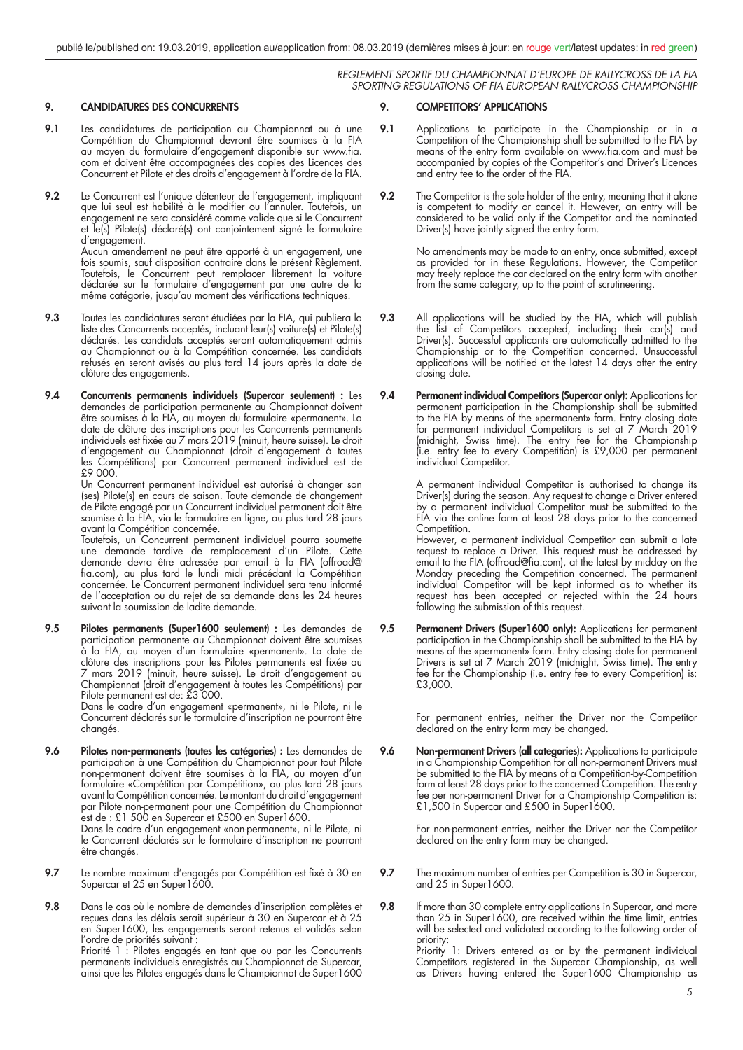## 9. CANDIDATURES DES CONCURRENTS

**9.1** Les candidatures de participation au Championnat ou à une Compétition du Championnat devront être soumises à la FIA au moyen du formulaire d'engagement disponible sur www.fia.com et doivent être accompagnées des copies des Licences des Concurrent et Pilote et des droits d'engagement à l'ordre de la FIA.

**9.2** Le Concurrent est l'unique détenteur de l'engagement, impliquant que lui seul est habilité à le modifier ou l'annuler. Toutefois, un engagement ne sera considéré comme valide que si le Concurrent et le(s) Pilote(s) déclaré(s) ont conjointement signé le formulaire d'engagement.

Aucun amendement ne peut être apporté à un engagement, une fois soumis, sauf disposition contraire dans le présent Règlement. Toutefois, le Concurrent peut remplacer librement la voiture déclarée sur le formulaire d'engagement par une autre de la même catégorie, jusqu'au moment des vérifications techniques.

**9.3** Toutes les candidatures seront étudiées par la FIA, qui publiera la liste des Concurrents acceptés, incluant leur(s) voiture(s) et Pilote(s) déclarés. Les candidats acceptés seront automatiquement admis au Championnat ou à la Compétition concernée. Les candidats refusés en seront avisés au plus tard 14 jours après la date de clôture des engagements.

**9.4** **Concurrents permanents individuels (Supercar seulement) :** Les demandes de participation permanente au Championnat doivent être soumises à la FIA, au moyen du formulaire «permanent». La date de clôture des inscriptions pour les Concurrents permanents individuels est fixée au 7 mars 2019 (minuit, heure suisse). Le droit d'engagement au Championnat (droit d'engagement à toutes les Compétitions) par Concurrent permanent individuel est de £9 000.

Un Concurrent permanent individuel est autorisé à changer son (ses) Pilote(s) en cours de saison. Toute demande de changement de Pilote engagé par un Concurrent individuel permanent doit être soumise à la FIA, via le formulaire en ligne, au plus tard 28 jours avant la Compétition concernée.

Toutefois, un Concurrent permanent individuel pourra soumette une demande tardive de remplacement d'un Pilote. Cette demande devra être adressée par email à la FIA (offroad@fia.com), au plus tard le lundi midi précédant la Compétition concernée. Le Concurrent permanent individuel sera tenu informé de l'acceptation ou du rejet de sa demande dans les 24 heures suivant la soumission de ladite demande.

**9.5** **Pilotes permanents (Super1600 seulement) :** Les demandes de participation permanente au Championnat doivent être soumises à la FIA, au moyen d'un formulaire «permanent». La date de clôture des inscriptions pour les Pilotes permanents est fixée au 7 mars 2019 (minuit, heure suisse). Le droit d'engagement au Championnat (droit d'engagement à toutes les Compétitions) par Pilote permanent est de: £3 000.

Dans le cadre d'un engagement «permanent», ni le Pilote, ni le Concurrent déclarés sur le formulaire d'inscription ne pourront être changés.

**9.6** **Pilotes non-permanents (toutes les catégories) :** Les demandes de participation à une Compétition du Championnat pour tout Pilote non-permanent doivent être soumises à la FIA, au moyen d'un formulaire «Compétition par Compétition», au plus tard 28 jours avant la Compétition concernée. Le montant du droit d'engagement par Pilote non-permanent pour une Compétition du Championnat est de : £1 500 en Supercar et £500 en Super1600.

Dans le cadre d'un engagement «non-permanent», ni le Pilote, ni le Concurrent déclarés sur le formulaire d'inscription ne pourront être changés.

**9.7** Le nombre maximum d'engagés par Compétition est fixé à 30 en Supercar et 25 en Super1600.

**9.8** Dans le cas où le nombre de demandes d'inscription complètes et reçues dans les délais serait supérieur à 30 en Supercar et à 25 en Super1600, les engagements seront retenus et validés selon l'ordre de priorités suivant :

Priorité 1 : Pilotes engagés en tant que ou par les Concurrents permanents individuels enregistrés au Championnat de Supercar, ainsi que les Pilotes engagés dans le Championnat de Super1600

## 9. COMPETITORS' APPLICATIONS

**9.1** Applications to participate in the Championship or in a Competition of the Championship shall be submitted to the FIA by means of the entry form available on www.fia.com and must be accompanied by copies of the Competitor's and Driver's Licences and entry fee to the order of the FIA.

**9.2** The Competitor is the sole holder of the entry, meaning that it alone is competent to modify or cancel it. However, an entry will be considered to be valid only if the Competitor and the nominated Driver(s) have jointly signed the entry form.

No amendments may be made to an entry, once submitted, except as provided for in these Regulations. However, the Competitor may freely replace the car declared on the entry form with another from the same category, up to the point of scrutineering.

**9.3** All applications will be studied by the FIA, which will publish the list of Competitors accepted, including their car(s) and Driver(s). Successful applicants are automatically admitted to the Championship or to the Competition concerned. Unsuccessful applications will be notified at the latest 14 days after the entry closing date.

**9.4** **Permanent individual Competitors (Supercar only):** Applications for permanent participation in the Championship shall be submitted to the FIA by means of the «permanent» form. Entry closing date for permanent individual Competitors is set at 7 March 2019 (midnight, Swiss time). The entry fee for the Championship (i.e. entry fee to every Competition) is £9,000 per permanent individual Competitor.

A permanent individual Competitor is authorised to change its Driver(s) during the season. Any request to change a Driver entered by a permanent individual Competitor must be submitted to the FIA via the online form at least 28 days prior to the concerned Competition.

However, a permanent individual Competitor can submit a late request to replace a Driver. This request must be addressed by email to the FIA (offroad@fia.com), at the latest by midday on the Monday preceding the Competition concerned. The permanent individual Competitor will be kept informed as to whether its request has been accepted or rejected within the 24 hours following the submission of this request.

**9.5** **Permanent Drivers (Super1600 only):** Applications for permanent participation in the Championship shall be submitted to the FIA by means of the «permanent» form. Entry closing date for permanent Drivers is set at 7 March 2019 (midnight, Swiss time). The entry fee for the Championship (i.e. entry fee to every Competition) is: £3,000.

For permanent entries, neither the Driver nor the Competitor declared on the entry form may be changed.

**9.6** **Non-permanent Drivers (all categories):** Applications to participate in a Championship Competition for all non-permanent Drivers must be submitted to the FIA by means of a Competition-by-Competition form at least 28 days prior to the concerned Competition. The entry fee per non-permanent Driver for a Championship Competition is: £1,500 in Supercar and £500 in Super1600.

For non-permanent entries, neither the Driver nor the Competitor declared on the entry form may be changed.

**9.7** The maximum number of entries per Competition is 30 in Supercar, and 25 in Super1600.

**9.8** If more than 30 complete entry applications in Supercar, and more than 25 in Super1600, are received within the time limit, entries will be selected and validated according to the following order of priority:

Priority 1: Drivers entered as or by the permanent individual Competitors registered in the Supercar Championship, as well as Drivers having entered the Super1600 Championship as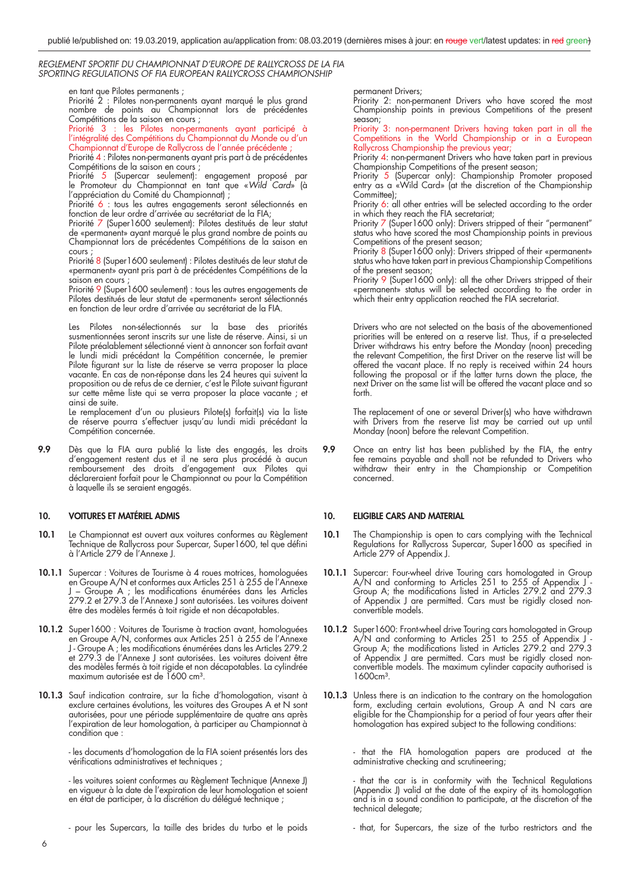en tant que Pilotes permanents ;
Priorité 2 : Pilotes non-permanents ayant marqué le plus grand nombre de points au Championnat lors de précédentes Compétitions de la saison en cours ;
Priorité 3 : les Pilotes non-permanents ayant participé à l'intégralité des Compétitions du Championnat du Monde ou d'un Championnat d'Europe de Rallycross de l'année précédente ;
Priorité 4 : Pilotes non-permanents ayant pris part à de précédentes Compétitions de la saison en cours ;
Priorité 5 (Supercar seulement): engagement proposé par le Promoteur du Championnat en tant que «*Wild Card*» (à l'appréciation du Comité du Championnat) ;
Priorité 6 : tous les autres engagements seront sélectionnés en fonction de leur ordre d'arrivée au secrétariat de la FIA;
Priorité 7 (Super1600 seulement): Pilotes destitués de leur statut de «permanent» ayant marqué le plus grand nombre de points au Championnat lors de précédentes Compétitions de la saison en cours ;
Priorité 8 (Super1600 seulement) : Pilotes destitués de leur statut de «permanent» ayant pris part à de précédentes Compétitions de la saison en cours ;
Priorité 9 (Super1600 seulement) : tous les autres engagements de Pilotes destitués de leur statut de «permanent» seront sélectionnés en fonction de leur ordre d'arrivée au secrétariat de la FIA.

Les Pilotes non-sélectionnés sur la base des priorités susmentionnées seront inscrits sur une liste de réserve. Ainsi, si un Pilote préalablement sélectionné vient à annoncer son forfait avant le lundi midi précédant la Compétition concernée, le premier Pilote figurant sur la liste de réserve se verra proposer la place vacante. En cas de non-réponse dans les 24 heures qui suivent la proposition ou de refus de ce dernier, c'est le Pilote suivant figurant sur cette même liste qui se verra proposer la place vacante ; et ainsi de suite.
Le remplacement d'un ou plusieurs Pilote(s) forfait(s) via la liste de réserve pourra s'effectuer jusqu'au lundi midi précédant la Compétition concernée.

**9.9** Dès que la FIA aura publié la liste des engagés, les droits d'engagement restent dus et il ne sera plus procédé à aucun remboursement des droits d'engagement aux Pilotes qui déclareraient forfait pour le Championnat ou pour la Compétition à laquelle ils se seraient engagés.

## 10. VOITURES ET MATÉRIEL ADMIS

**10.1** Le Championnat est ouvert aux voitures conformes au Règlement Technique de Rallycross pour Supercar, Super1600, tel que défini à l'Article 279 de l'Annexe J.

**10.1.1** Supercar : Voitures de Tourisme à 4 roues motrices, homologuées en Groupe A/N et conformes aux Articles 251 à 255 de l'Annexe J – Groupe A ; les modifications énumérées dans les Articles 279.2 et 279.3 de l'Annexe J sont autorisées. Les voitures doivent être des modèles fermés à toit rigide et non décapotables.

**10.1.2** Super1600 : Voitures de Tourisme à traction avant, homologuées en Groupe A/N, conformes aux Articles 251 à 255 de l'Annexe J - Groupe A ; les modifications énumérées dans les Articles 279.2 et 279.3 de l'Annexe J sont autorisées. Les voitures doivent être des modèles fermés à toit rigide et non décapotables. La cylindrée maximum autorisée est de 1600 cm³.

**10.1.3** Sauf indication contraire, sur la fiche d'homologation, visant à exclure certaines évolutions, les voitures des Groupes A et N sont autorisées, pour une période supplémentaire de quatre ans après l'expiration de leur homologation, à participer au Championnat à condition que :

- les documents d'homologation de la FIA soient présentés lors des vérifications administratives et techniques ;

- les voitures soient conformes au Règlement Technique (Annexe J) en vigueur à la date de l'expiration de leur homologation et soient en état de participer, à la discrétion du délégué technique ;

- pour les Supercars, la taille des brides du turbo et le poids

permanent Drivers;
Priority 2: non-permanent Drivers who have scored the most Championship points in previous Competitions of the present season;
Priority 3: non-permanent Drivers having taken part in all the Competitions in the World Championship or in a European Rallycross Championship the previous year;
Priority 4: non-permanent Drivers who have taken part in previous Championship Competitions of the present season;
Priority 5 (Supercar only): Championship Promoter proposed entry as a «Wild Card» (at the discretion of the Championship Committee);
Priority 6: all other entries will be selected according to the order in which they reach the FIA secretariat;
Priority 7 (Super1600 only): Drivers stripped of their "permanent" status who have scored the most Championship points in previous Competitions of the present season;
Priority 8 (Super1600 only): Drivers stripped of their «permanent» status who have taken part in previous Championship Competitions of the present season;
Priority 9 (Super1600 only): all the other Drivers stripped of their «permanent» status will be selected according to the order in which their entry application reached the FIA secretariat.

Drivers who are not selected on the basis of the abovementioned priorities will be entered on a reserve list. Thus, if a pre-selected Driver withdraws his entry before the Monday (noon) preceding the relevant Competition, the first Driver on the reserve list will be offered the vacant place. If no reply is received within 24 hours following the proposal or if the latter turns down the place, the next Driver on the same list will be offered the vacant place and so forth.

The replacement of one or several Driver(s) who have withdrawn with Drivers from the reserve list may be carried out up until Monday (noon) before the relevant Competition.

**9.9** Once an entry list has been published by the FIA, the entry fee remains payable and shall not be refunded to Drivers who withdraw their entry in the Championship or Competition concerned.

## 10. ELIGIBLE CARS AND MATERIAL

**10.1** The Championship is open to cars complying with the Technical Regulations for Rallycross Supercar, Super1600 as specified in Article 279 of Appendix J.

**10.1.1** Supercar: Four-wheel drive Touring cars homologated in Group A/N and conforming to Articles 251 to 255 of Appendix J - Group A; the modifications listed in Articles 279.2 and 279.3 of Appendix J are permitted. Cars must be rigidly closed non-convertible models.

**10.1.2** Super1600: Front-wheel drive Touring cars homologated in Group A/N and conforming to Articles 251 to 255 of Appendix J - Group A; the modifications listed in Articles 279.2 and 279.3 of Appendix J are permitted. Cars must be rigidly closed non-convertible models. The maximum cylinder capacity authorised is 1600cm³.

**10.1.3** Unless there is an indication to the contrary on the homologation form, excluding certain evolutions, Group A and N cars are eligible for the Championship for a period of four years after their homologation has expired subject to the following conditions:

- that the FIA homologation papers are produced at the administrative checking and scrutineering;

- that the car is in conformity with the Technical Regulations (Appendix J) valid at the date of the expiry of its homologation and is in a sound condition to participate, at the discretion of the technical delegate;

- that, for Supercars, the size of the turbo restrictors and the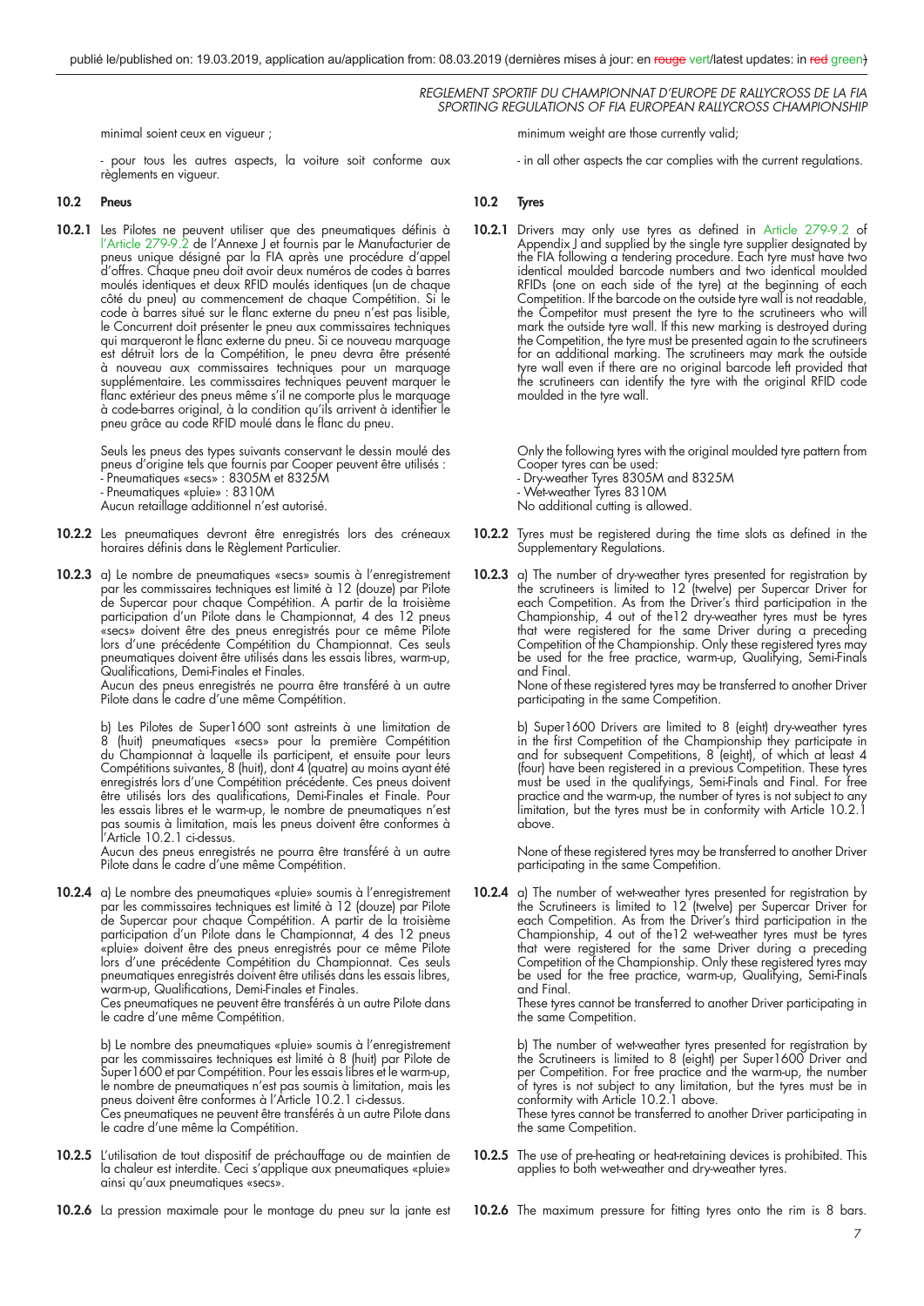minimal soient ceux en vigueur ;

- pour tous les autres aspects, la voiture soit conforme aux règlements en vigueur.

### 10.2 Pneus

**10.2.1** Les Pilotes ne peuvent utiliser que des pneumatiques définis à l'Article 279-9.2 de l'Annexe J et fournis par le Manufacturier de pneus unique désigné par la FIA après une procédure d'appel d'offres. Chaque pneu doit avoir deux numéros de codes à barres moulés identiques et deux RFID moulés identiques (un de chaque côté du pneu) au commencement de chaque Compétition. Si le code à barres situé sur le flanc externe du pneu n'est pas lisible, le Concurrent doit présenter le pneu aux commissaires techniques qui marqueront le flanc externe du pneu. Si ce nouveau marquage est détruit lors de la Compétition, le pneu devra être présenté à nouveau aux commissaires techniques pour un marquage supplémentaire. Les commissaires techniques peuvent marquer le flanc extérieur des pneus même s'il ne comporte plus le marquage à code-barres original, à la condition qu'ils arrivent à identifier le pneu grâce au code RFID moulé dans le flanc du pneu.

Seuls les pneus des types suivants conservant le dessin moulé des pneus d'origine tels que fournis par Cooper peuvent être utilisés :
- Pneumatiques «secs» : 8305M et 8325M
- Pneumatiques «pluie» : 8310M
Aucun retaillage additionnel n'est autorisé.

**10.2.2** Les pneumatiques devront être enregistrés lors des créneaux horaires définis dans le Règlement Particulier.

**10.2.3** a) Le nombre de pneumatiques «secs» soumis à l'enregistrement par les commissaires techniques est limité à 12 (douze) par Pilote de Supercar pour chaque Compétition. A partir de la troisième participation d'un Pilote dans le Championnat, 4 des 12 pneus «secs» doivent être des pneus enregistrés pour ce même Pilote lors d'une précédente Compétition du Championnat. Ces seuls pneumatiques doivent être utilisés dans les essais libres, warm-up, Qualifications, Demi-Finales et Finales.
Aucun des pneus enregistrés ne pourra être transféré à un autre Pilote dans le cadre d'une même Compétition.

b) Les Pilotes de Super1600 sont astreints à une limitation de 8 (huit) pneumatiques «secs» pour la première Compétition du Championnat à laquelle ils participent, et ensuite pour leurs Compétitions suivantes, 8 (huit), dont 4 (quatre) au moins ayant été enregistrés lors d'une Compétition précédente. Ces pneus doivent être utilisés lors des qualifications, Demi-Finales et Finale. Pour les essais libres et le warm-up, le nombre de pneumatiques n'est pas soumis à limitation, mais les pneus doivent être conformes à l'Article 10.2.1 ci-dessus.
Aucun des pneus enregistrés ne pourra être transféré à un autre Pilote dans le cadre d'une même Compétition.

**10.2.4** a) Le nombre des pneumatiques «pluie» soumis à l'enregistrement par les commissaires techniques est limité à 12 (douze) par Pilote de Supercar pour chaque Compétition. A partir de la troisième participation d'un Pilote dans le Championnat, 4 des 12 pneus «pluie» doivent être des pneus enregistrés pour ce même Pilote lors d'une précédente Compétition du Championnat. Ces seuls pneumatiques enregistrés doivent être utilisés dans les essais libres, warm-up, Qualifications, Demi-Finales et Finales.
Ces pneumatiques ne peuvent être transférés à un autre Pilote dans le cadre d'une même Compétition.

b) Le nombre des pneumatiques «pluie» soumis à l'enregistrement par les commissaires techniques est limité à 8 (huit) par Pilote de Super1600 et par Compétition. Pour les essais libres et le warm-up, le nombre de pneumatiques n'est pas soumis à limitation, mais les pneus doivent être conformes à l'Article 10.2.1 ci-dessus.
Ces pneumatiques ne peuvent être transférés à un autre Pilote dans le cadre d'une même la Compétition.

**10.2.5** L'utilisation de tout dispositif de préchauffage ou de maintien de la chaleur est interdite. Ceci s'applique aux pneumatiques «pluie» ainsi qu'aux pneumatiques «secs».

**10.2.6** La pression maximale pour le montage du pneu sur la jante est

---

minimum weight are those currently valid;

- in all other aspects the car complies with the current regulations.

### 10.2 Tyres

**10.2.1** Drivers may only use tyres as defined in Article 279-9.2 of Appendix J and supplied by the single tyre supplier designated by the FIA following a tendering procedure. Each tyre must have two identical moulded barcode numbers and two identical moulded RFIDs (one on each side of the tyre) at the beginning of each Competition. If the barcode on the outside tyre wall is not readable, the Competitor must present the tyre to the scrutineers who will mark the outside tyre wall. If this new marking is destroyed during the Competition, the tyre must be presented again to the scrutineers for an additional marking. The scrutineers may mark the outside tyre wall even if there are no original barcode left provided that the scrutineers can identify the tyre with the original RFID code moulded in the tyre wall.

Only the following tyres with the original moulded tyre pattern from Cooper tyres can be used:
- Dry-weather Tyres 8305M and 8325M
- Wet-weather Tyres 8310M
No additional cutting is allowed.

**10.2.2** Tyres must be registered during the time slots as defined in the Supplementary Regulations.

**10.2.3** a) The number of dry-weather tyres presented for registration by the scrutineers is limited to 12 (twelve) per Supercar Driver for each Competition. As from the Driver's third participation in the Championship, 4 out of the12 dry-weather tyres must be tyres that were registered for the same Driver during a preceding Competition of the Championship. Only these registered tyres may be used for the free practice, warm-up, Qualifying, Semi-Finals and Final.
None of these registered tyres may be transferred to another Driver participating in the same Competition.

b) Super1600 Drivers are limited to 8 (eight) dry-weather tyres in the first Competition of the Championship they participate in and for subsequent Competitions, 8 (eight), of which at least 4 (four) have been registered in a previous Competition. These tyres must be used in the qualifyings, Semi-Finals and Final. For free practice and the warm-up, the number of tyres is not subject to any limitation, but the tyres must be in conformity with Article 10.2.1 above.

None of these registered tyres may be transferred to another Driver participating in the same Competition.

**10.2.4** a) The number of wet-weather tyres presented for registration by the Scrutineers is limited to 12 (twelve) per Supercar Driver for each Competition. As from the Driver's third participation in the Championship, 4 out of the12 wet-weather tyres must be tyres that were registered for the same Driver during a preceding Competition of the Championship. Only these registered tyres may be used for the free practice, warm-up, Qualifying, Semi-Finals and Final.
These tyres cannot be transferred to another Driver participating in the same Competition.

b) The number of wet-weather tyres presented for registration by the Scrutineers is limited to 8 (eight) per Super1600 Driver and per Competition. For free practice and the warm-up, the number of tyres is not subject to any limitation, but the tyres must be in conformity with Article 10.2.1 above.
These tyres cannot be transferred to another Driver participating in the same Competition.

**10.2.5** The use of pre-heating or heat-retaining devices is prohibited. This applies to both wet-weather and dry-weather tyres.

**10.2.6** The maximum pressure for fitting tyres onto the rim is 8 bars.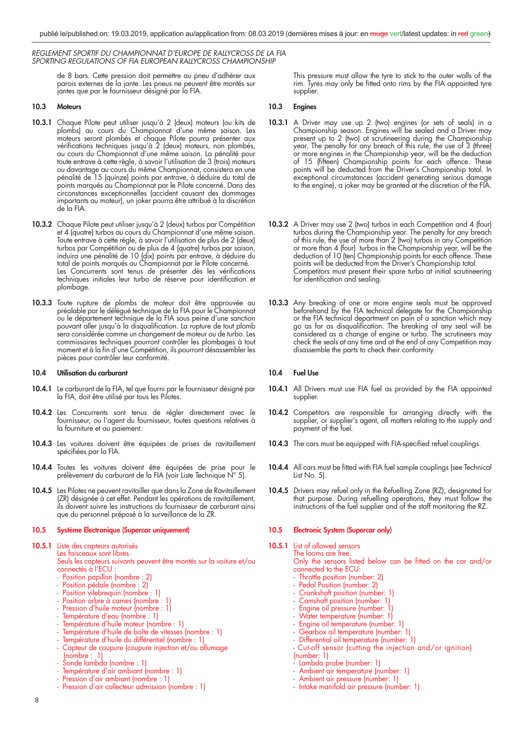de 8 bars. Cette pression doit permettre au pneu d'adhérer aux parois externes de la jante. Les pneus ne peuvent être montés sur jantes que par le fournisseur désigné par la FIA.

This pressure must allow the tyre to stick to the outer walls of the rim. Tyres may only be fitted onto rims by the FIA appointed tyre supplier.

### 10.3 Moteurs

**10.3.1** Chaque Pilote peut utiliser jusqu'à 2 (deux) moteurs (ou kits de plombs) au cours du Championnat d'une même saison. Les moteurs seront plombés et chaque Pilote pourra présenter aux vérifications techniques jusqu'à 2 (deux) moteurs, non plombés, au cours du Championnat d'une même saison. La pénalité pour toute entrave à cette règle, à savoir l'utilisation de 3 (trois) moteurs ou davantage au cours du même Championnat, consistera en une pénalité de 15 (quinze) points par entrave, à déduire du total de points marqués au Championnat par le Pilote concerné. Dans des circonstances exceptionnelles (accident causant des dommages importants au moteur), un joker pourra être attribué à la discrétion de la FIA.

**10.3.2** Chaque Pilote peut utiliser jusqu'à 2 (deux) turbos par Compétition et 4 (quatre) turbos au cours du Championnat d'une même saison. Toute entrave à cette règle, à savoir l'utilisation de plus de 2 (deux) turbos par Compétition ou de plus de 4 (quatre) turbos par saison, induira une pénalité de 10 (dix) points par entrave, à déduire du total de points marqués au Championnat par le Pilote concerné. Les Concurrents sont tenus de présenter dès les vérifications techniques initiales leur turbo de réserve pour identification et plombage.

**10.3.3** Toute rupture de plombs de moteur doit être approuvée au préalable par le délégué technique de la FIA pour le Championnat ou le département technique de la FIA sous peine d'une sanction pouvant aller jusqu'à la disqualification. La rupture de tout plomb sera considérée comme un changement de moteur ou de turbo. Les commissaires techniques pourront contrôler les plombages à tout moment et à la fin d'une Compétition, ils pourront désassembler les pièces pour contrôler leur conformité.

### 10.3 Engines

**10.3.1** A Driver may use up 2 (two) engines (or sets of seals) in a Championship season. Engines will be sealed and a Driver may present up to 2 (two) at scrutineering during the Championship year. The penalty for any breach of this rule, the use of 3 (three) or more engines in the Championship year, will be the deduction of 15 (fifteen) Championship points for each offence. These points will be deducted from the Driver's Championship total. In exceptional circumstances (accident generating serious damage to the engine), a joker may be granted at the discretion of the FIA.

**10.3.2** A Driver may use 2 (two) turbos in each Competition and 4 (four) turbos during the Championship year. The penalty for any breach of this rule, the use of more than 2 (two) turbos in any Competition or more than 4 (four) turbos in the Championship year, will be the deduction of 10 (ten) Championship points for each offence. These points will be deducted from the Driver's Championship total. Competitors must present their spare turbo at initial scrutineering for identification and sealing.

**10.3.3** Any breaking of one or more engine seals must be approved beforehand by the FIA technical delegate for the Championship or the FIA technical department on pain of a sanction which may go as far as disqualification. The breaking of any seal will be considered as a change of engine or turbo. The scrutineers may check the seals at any time and at the end of any Competition may disassemble the parts to check their conformity.

### 10.4 Utilisation du carburant

**10.4.1** Le carburant de la FIA, tel que fourni par le fournisseur désigné par la FIA, doit être utilisé par tous les Pilotes.

**10.4.2** Les Concurrents sont tenus de régler directement avec le fournisseur, ou l'agent du fournisseur, toutes questions relatives à la fourniture et au paiement.

**10.4.3** Les voitures doivent être équipées de prises de ravitaillement spécifiées par la FIA.

**10.4.4** Toutes les voitures doivent être équipées de prise pour le prélèvement du carburant de la FIA (voir Liste Technique N° 5).

**10.4.5** Les Pilotes ne peuvent ravitailler que dans la Zone de Ravitaillement (ZR) désignée à cet effet. Pendant les opérations de ravitaillement, ils doivent suivre les instructions du fournisseur de carburant ainsi que du personnel préposé à la surveillance de la ZR.

### 10.4 Fuel Use

**10.4.1** All Drivers must use FIA fuel as provided by the FIA appointed supplier.

**10.4.2** Competitors are responsible for arranging directly with the supplier, or supplier's agent, all matters relating to the supply and payment of the fuel.

**10.4.3** The cars must be equipped with FIA-specified refuel couplings.

**10.4.4** All cars must be fitted with FIA fuel sample couplings (see Technical List No. 5).

**10.4.5** Drivers may refuel only in the Refuelling Zone (RZ), designated for that purpose. During refuelling operations, they must follow the instructions of the fuel supplier and of the staff monitoring the RZ.

### 10.5 Système Electronique (Supercar uniquement)

**10.5.1** Liste des capteurs autorisés
Les faisceaux sont libres.
Seuls les capteurs suivants peuvent être montés sur la voiture et/ou connectés à l'ECU :
- Position papillon (nombre : 2)
- Position pédale (nombre : 2)
- Position vilebrequin (nombre : 1)
- Position arbre à cames (nombre : 1)
- Pression d'huile moteur (nombre : 1)
- Température d'eau (nombre : 1)
- Température d'huile moteur (nombre : 1)
- Température d'huile de boîte de vitesses (nombre : 1)
- Température d'huile du différentiel (nombre : 1)
- Capteur de coupure (coupure injection et/ou allumage (nombre : 1)
- Sonde lambda (nombre : 1)
- Température d'air ambiant (nombre : 1)
- Pression d'air ambiant (nombre : 1)
- Pression d'air collecteur admission (nombre : 1)

### 10.5 Electronic System (Supercar only)

**10.5.1** List of allowed sensors
The looms are free.
Only the sensors listed below can be fitted on the car and/or connected to the ECU:
- Throttle position (number: 2)
- Pedal Position (number: 2)
- Crankshaft position (number: 1)
- Camshaft position (number: 1)
- Engine oil pressure (number: 1)
- Water temperature (number: 1)
- Engine oil temperature (number: 1)
- Gearbox oil temperature (number: 1)
- Differential oil temperature (number: 1)
- Cut-off sensor (cutting the injection and/or ignition) (number: 1)
- Lambda probe (number: 1)
- Ambient air temperature (number: 1)
- Ambient air pressure (number: 1)
- Intake manifold air pressure (number: 1)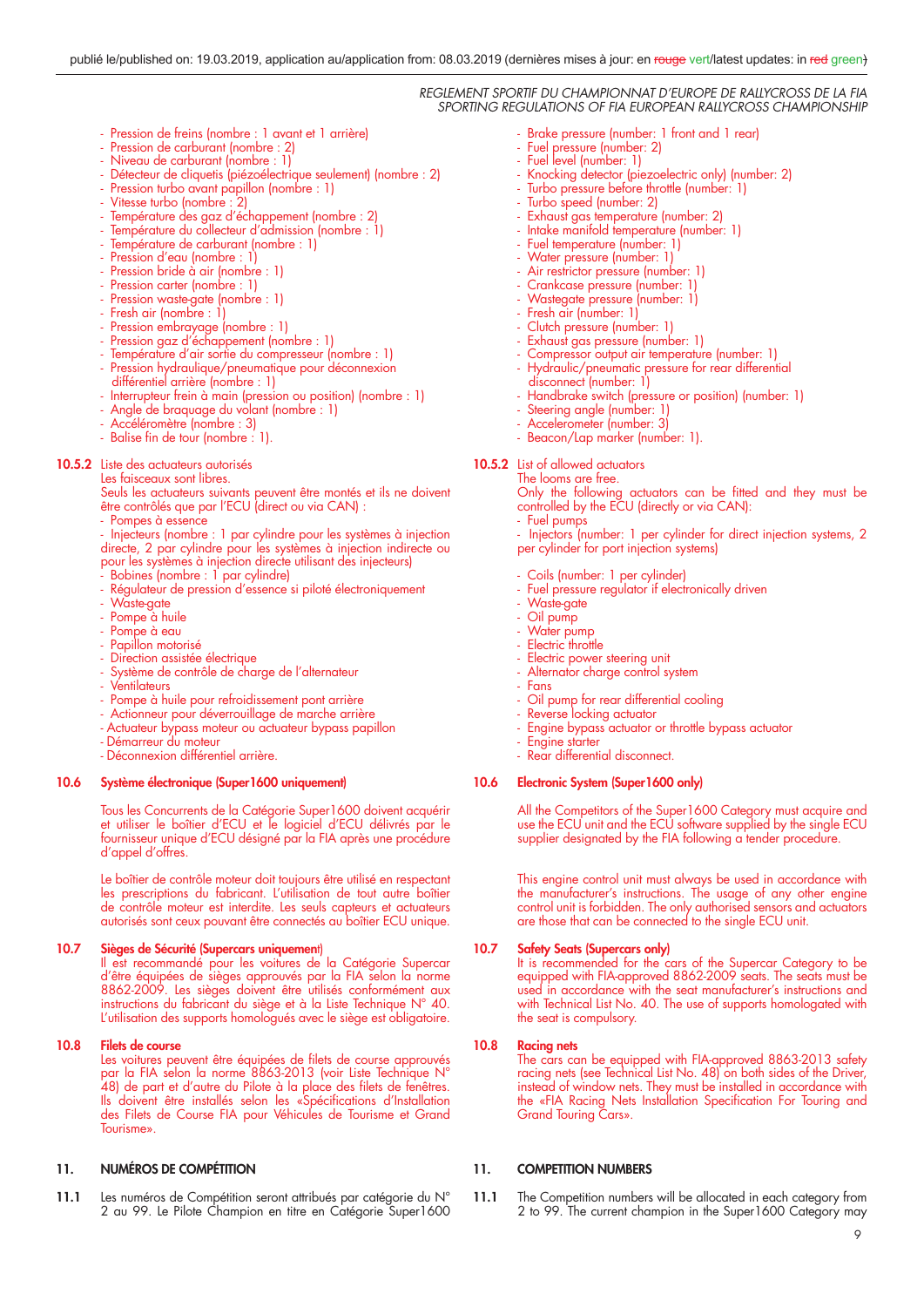- Pression de freins (nombre : 1 avant et 1 arrière)
- Pression de carburant (nombre : 2)
- Niveau de carburant (nombre : 1)
- Détecteur de cliquetis (piézoélectrique seulement) (nombre : 2)
- Pression turbo avant papillon (nombre : 1)
- Vitesse turbo (nombre : 2)
- Température des gaz d'échappement (nombre : 2)
- Température du collecteur d'admission (nombre : 1)
- Température de carburant (nombre : 1)
- Pression d'eau (nombre : 1)
- Pression bride à air (nombre : 1)
- Pression carter (nombre : 1)
- Pression waste-gate (nombre : 1)
- Fresh air (nombre : 1)
- Pression embrayage (nombre : 1)
- Pression gaz d'échappement (nombre : 1)
- Température d'air sortie du compresseur (nombre : 1)
- Pression hydraulique/pneumatique pour déconnexion différentiel arrière (nombre : 1)
- Interrupteur frein à main (pression ou position) (nombre : 1)
- Angle de braquage du volant (nombre : 1)
- Accéléromètre (nombre : 3)
- Balise fin de tour (nombre : 1).

**10.5.2** Liste des actuateurs autorisés

Les faisceaux sont libres.

Seuls les actuateurs suivants peuvent être montés et ils ne doivent être contrôlés que par l'ECU (direct ou via CAN) :

- Pompes à essence
- Injecteurs (nombre : 1 par cylindre pour les systèmes à injection directe, 2 par cylindre pour les systèmes à injection indirecte ou pour les systèmes à injection directe utilisant des injecteurs)
- Bobines (nombre : 1 par cylindre)
- Régulateur de pression d'essence si piloté électroniquement
- Waste-gate
- Pompe à huile
- Pompe à eau
- Papillon motorisé
- Direction assistée électrique
- Système de contrôle de charge de l'alternateur
- Ventilateurs
- Pompe à huile pour refroidissement pont arrière
- Actionneur pour déverrouillage de marche arrière
- Actuateur bypass moteur ou actuateur bypass papillon
- Démarreur du moteur
- Déconnexion différentiel arrière.

## 10.6 Système électronique (Super1600 uniquement)

Tous les Concurrents de la Catégorie Super1600 doivent acquérir et utiliser le boîtier d'ECU et le logiciel d'ECU délivrés par le fournisseur unique d'ECU désigné par la FIA après une procédure d'appel d'offres.

Le boîtier de contrôle moteur doit toujours être utilisé en respectant les prescriptions du fabricant. L'utilisation de tout autre boîtier de contrôle moteur est interdite. Les seuls capteurs et actuateurs autorisés sont ceux pouvant être connectés au boîtier ECU unique.

## 10.7 Sièges de Sécurité (Supercars uniquement)

Il est recommandé pour les voitures de la Catégorie Supercar d'être équipées de sièges approuvés par la FIA selon la norme 8862-2009. Les sièges doivent être utilisés conformément aux instructions du fabricant du siège et à la Liste Technique N° 40. L'utilisation des supports homologués avec le siège est obligatoire.

## 10.8 Filets de course

Les voitures peuvent être équipées de filets de course approuvés par la FIA selon la norme 8863-2013 (voir Liste Technique N° 48) de part et d'autre du Pilote à la place des filets de fenêtres. Ils doivent être installés selon les «Spécifications d'Installation des Filets de Course FIA pour Véhicules de Tourisme et Grand Tourisme».

# 11. NUMÉROS DE COMPÉTITION

**11.1** Les numéros de Compétition seront attribués par catégorie du N° 2 au 99. Le Pilote Champion en titre en Catégorie Super1600

---

- Brake pressure (number: 1 front and 1 rear)
- Fuel pressure (number: 2)
- Fuel level (number: 1)
- Knocking detector (piezoelectric only) (number: 2)
- Turbo pressure before throttle (number: 1)
- Turbo speed (number: 2)
- Exhaust gas temperature (number: 2)
- Intake manifold temperature (number: 1)
- Fuel temperature (number: 1)
- Water pressure (number: 1)
- Air restrictor pressure (number: 1)
- Crankcase pressure (number: 1)
- Wastegate pressure (number: 1)
- Fresh air (number: 1)
- Clutch pressure (number: 1)
- Exhaust gas pressure (number: 1)
- Compressor output air temperature (number: 1)
- Hydraulic/pneumatic pressure for rear differential disconnect (number: 1)
- Handbrake switch (pressure or position) (number: 1)
- Steering angle (number: 1)
- Accelerometer (number: 3)
- Beacon/Lap marker (number: 1).

**10.5.2** List of allowed actuators

The looms are free.

Only the following actuators can be fitted and they must be controlled by the ECU (directly or via CAN):

- Fuel pumps
- Injectors (number: 1 per cylinder for direct injection systems, 2 per cylinder for port injection systems)
- Coils (number: 1 per cylinder)
- Fuel pressure regulator if electronically driven
- Waste-gate
- Oil pump
- Water pump
- Electric throttle
- Electric power steering unit
- Alternator charge control system
- Fans
- Oil pump for rear differential cooling
- Reverse locking actuator
- Engine bypass actuator or throttle bypass actuator
- Engine starter
- Rear differential disconnect.

## 10.6 Electronic System (Super1600 only)

All the Competitors of the Super1600 Category must acquire and use the ECU unit and the ECU software supplied by the single ECU supplier designated by the FIA following a tender procedure.

This engine control unit must always be used in accordance with the manufacturer's instructions. The usage of any other engine control unit is forbidden. The only authorised sensors and actuators are those that can be connected to the single ECU unit.

## 10.7 Safety Seats (Supercars only)

It is recommended for the cars of the Supercar Category to be equipped with FIA-approved 8862-2009 seats. The seats must be used in accordance with the seat manufacturer's instructions and with Technical List No. 40. The use of supports homologated with the seat is compulsory.

## 10.8 Racing nets

The cars can be equipped with FIA-approved 8863-2013 safety racing nets (see Technical List No. 48) on both sides of the Driver, instead of window nets. They must be installed in accordance with the «FIA Racing Nets Installation Specification For Touring and Grand Touring Cars».

# 11. COMPETITION NUMBERS

**11.1** The Competition numbers will be allocated in each category from 2 to 99. The current champion in the Super1600 Category may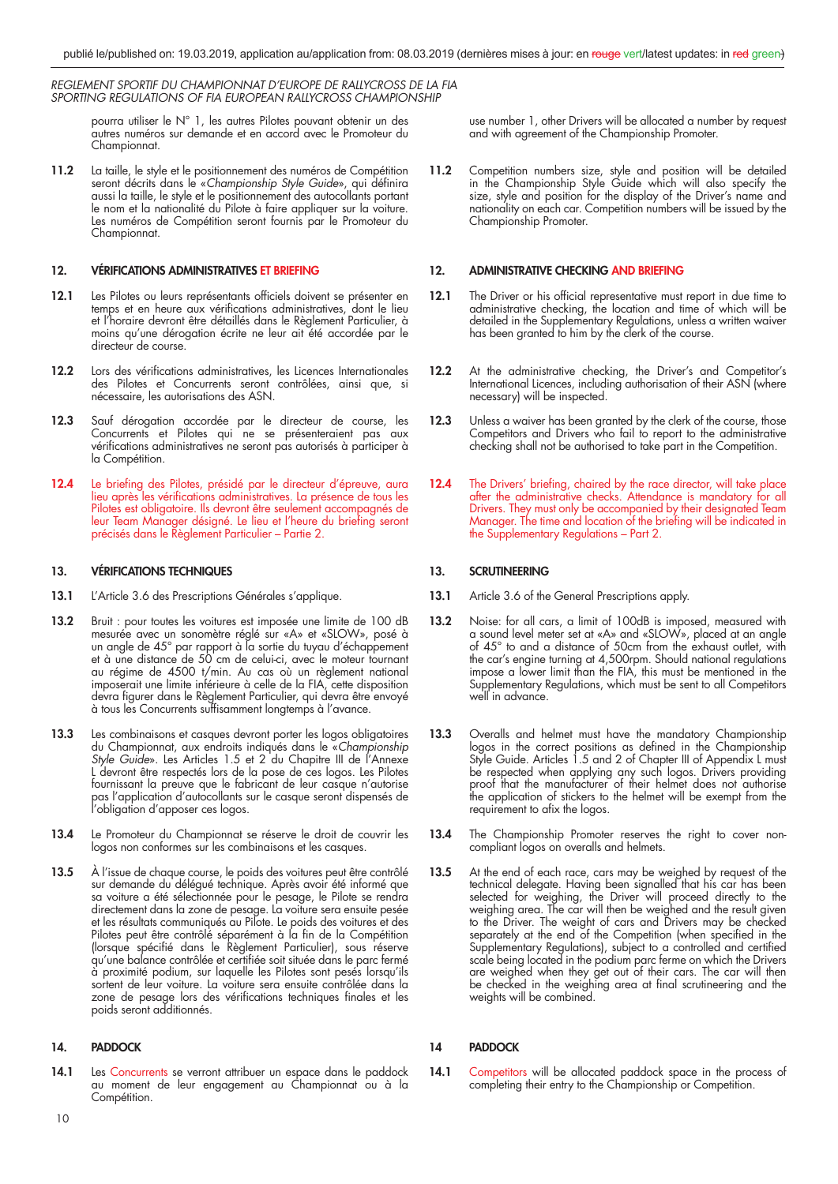pourra utiliser le N° 1, les autres Pilotes pouvant obtenir un des autres numéros sur demande et en accord avec le Promoteur du Championnat.

**11.2** La taille, le style et le positionnement des numéros de Compétition seront décrits dans le «*Championship Style Guide*», qui définira aussi la taille, le style et le positionnement des autocollants portant le nom et la nationalité du Pilote à faire appliquer sur la voiture. Les numéros de Compétition seront fournis par le Promoteur du Championnat.

## 12. VÉRIFICATIONS ADMINISTRATIVES ET BRIEFING

**12.1** Les Pilotes ou leurs représentants officiels doivent se présenter en temps et en heure aux vérifications administratives, dont le lieu et l'horaire devront être détaillés dans le Règlement Particulier, à moins qu'une dérogation écrite ne leur ait été accordée par le directeur de course.

**12.2** Lors des vérifications administratives, les Licences Internationales des Pilotes et Concurrents seront contrôlées, ainsi que, si nécessaire, les autorisations des ASN.

**12.3** Sauf dérogation accordée par le directeur de course, les Concurrents et Pilotes qui ne se présenteraient pas aux vérifications administratives ne seront pas autorisés à participer à la Compétition.

**12.4** Le briefing des Pilotes, présidé par le directeur d'épreuve, aura lieu après les vérifications administratives. La présence de tous les Pilotes est obligatoire. Ils devront être seulement accompagnés de leur Team Manager désigné. Le lieu et l'heure du briefing seront précisés dans le Règlement Particulier – Partie 2.

## 13. VÉRIFICATIONS TECHNIQUES

**13.1** L'Article 3.6 des Prescriptions Générales s'applique.

**13.2** Bruit : pour toutes les voitures est imposée une limite de 100 dB mesurée avec un sonomètre réglé sur «A» et «SLOW», posé à un angle de 45° par rapport à la sortie du tuyau d'échappement et à une distance de 50 cm de celui-ci, avec le moteur tournant au régime de 4500 t/min. Au cas où un règlement national imposerait une limite inférieure à celle de la FIA, cette disposition devra figurer dans le Règlement Particulier, qui devra être envoyé à tous les Concurrents suffisamment longtemps à l'avance.

**13.3** Les combinaisons et casques devront porter les logos obligatoires du Championnat, aux endroits indiqués dans le «*Championship Style Guide*». Les Articles 1.5 et 2 du Chapitre III de l'Annexe L devront être respectés lors de la pose de ces logos. Les Pilotes fournissant la preuve que le fabricant de leur casque n'autorise pas l'application d'autocollants sur le casque seront dispensés de l'obligation d'apposer ces logos.

**13.4** Le Promoteur du Championnat se réserve le droit de couvrir les logos non conformes sur les combinaisons et les casques.

**13.5** À l'issue de chaque course, le poids des voitures peut être contrôlé sur demande du délégué technique. Après avoir été informé que sa voiture a été sélectionnée pour le pesage, le Pilote se rendra directement dans la zone de pesage. La voiture sera ensuite pesée et les résultats communiqués au Pilote. Le poids des voitures et des Pilotes peut être contrôlé séparément à la fin de la Compétition (lorsque spécifié dans le Règlement Particulier), sous réserve qu'une balance contrôlée et certifiée soit située dans le parc fermé à proximité podium, sur laquelle les Pilotes sont pesés lorsqu'ils sortent de leur voiture. La voiture sera ensuite contrôlée dans la zone de pesage lors des vérifications techniques finales et les poids seront additionnés.

## 14. PADDOCK

**14.1** Les Concurrents se verront attribuer un espace dans le paddock au moment de leur engagement au Championnat ou à la Compétition.

---

use number 1, other Drivers will be allocated a number by request and with agreement of the Championship Promoter.

**11.2** Competition numbers size, style and position will be detailed in the Championship Style Guide which will also specify the size, style and position for the display of the Driver's name and nationality on each car. Competition numbers will be issued by the Championship Promoter.

## 12. ADMINISTRATIVE CHECKING AND BRIEFING

**12.1** The Driver or his official representative must report in due time to administrative checking, the location and time of which will be detailed in the Supplementary Regulations, unless a written waiver has been granted to him by the clerk of the course.

**12.2** At the administrative checking, the Driver's and Competitor's International Licences, including authorisation of their ASN (where necessary) will be inspected.

**12.3** Unless a waiver has been granted by the clerk of the course, those Competitors and Drivers who fail to report to the administrative checking shall not be authorised to take part in the Competition.

**12.4** The Drivers' briefing, chaired by the race director, will take place after the administrative checks. Attendance is mandatory for all Drivers. They must only be accompanied by their designated Team Manager. The time and location of the briefing will be indicated in the Supplementary Regulations – Part 2.

## 13. SCRUTINEERING

**13.1** Article 3.6 of the General Prescriptions apply.

**13.2** Noise: for all cars, a limit of 100dB is imposed, measured with a sound level meter set at «A» and «SLOW», placed at an angle of 45° to and a distance of 50cm from the exhaust outlet, with the car's engine turning at 4,500rpm. Should national regulations impose a lower limit than the FIA, this must be mentioned in the Supplementary Regulations, which must be sent to all Competitors well in advance.

**13.3** Overalls and helmet must have the mandatory Championship logos in the correct positions as defined in the Championship Style Guide. Articles 1.5 and 2 of Chapter III of Appendix L must be respected when applying any such logos. Drivers providing proof that the manufacturer of their helmet does not authorise the application of stickers to the helmet will be exempt from the requirement to afix the logos.

**13.4** The Championship Promoter reserves the right to cover non-compliant logos on overalls and helmets.

**13.5** At the end of each race, cars may be weighed by request of the technical delegate. Having been signalled that his car has been selected for weighing, the Driver will proceed directly to the weighing area. The car will then be weighed and the result given to the Driver. The weight of cars and Drivers may be checked separately at the end of the Competition (when specified in the Supplementary Regulations), subject to a controlled and certified scale being located in the podium parc ferme on which the Drivers are weighed when they get out of their cars. The car will then be checked in the weighing area at final scrutineering and the weights will be combined.

## 14 PADDOCK

**14.1** Competitors will be allocated paddock space in the process of completing their entry to the Championship or Competition.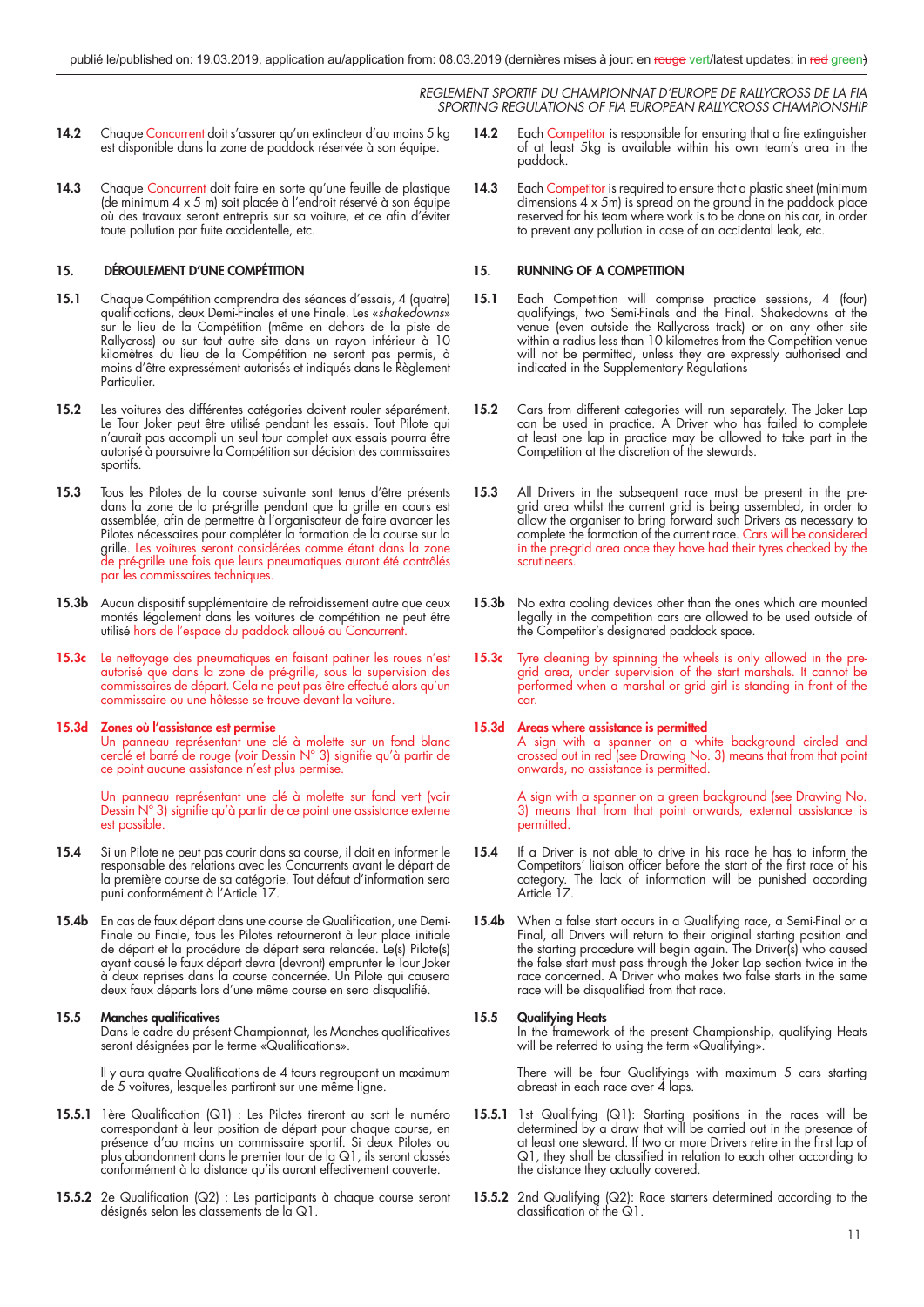**14.2** Chaque Concurrent doit s'assurer qu'un extincteur d'au moins 5 kg est disponible dans la zone de paddock réservée à son équipe.

**14.3** Chaque Concurrent doit faire en sorte qu'une feuille de plastique (de minimum 4 x 5 m) soit placée à l'endroit réservé à son équipe où des travaux seront entrepris sur sa voiture, et ce afin d'éviter toute pollution par fuite accidentelle, etc.

## 15. DÉROULEMENT D'UNE COMPÉTITION

**15.1** Chaque Compétition comprendra des séances d'essais, 4 (quatre) qualifications, deux Demi-Finales et une Finale. Les «*shakedowns*» sur le lieu de la Compétition (même en dehors de la piste de Rallycross) ou sur tout autre site dans un rayon inférieur à 10 kilomètres du lieu de la Compétition ne seront pas permis, à moins d'être expressément autorisés et indiqués dans le Règlement Particulier.

**15.2** Les voitures des différentes catégories doivent rouler séparément. Le Tour Joker peut être utilisé pendant les essais. Tout Pilote qui n'aurait pas accompli un seul tour complet aux essais pourra être autorisé à poursuivre la Compétition sur décision des commissaires sportifs.

**15.3** Tous les Pilotes de la course suivante sont tenus d'être présents dans la zone de la pré-grille pendant que la grille en cours est assemblée, afin de permettre à l'organisateur de faire avancer les Pilotes nécessaires pour compléter la formation de la course sur la grille. Les voitures seront considérées comme étant dans la zone de pré-grille une fois que leurs pneumatiques auront été contrôlés par les commissaires techniques.

**15.3b** Aucun dispositif supplémentaire de refroidissement autre que ceux montés légalement dans les voitures de compétition ne peut être utilisé hors de l'espace du paddock alloué au Concurrent.

**15.3c** Le nettoyage des pneumatiques en faisant patiner les roues n'est autorisé que dans la zone de pré-grille, sous la supervision des commissaires de départ. Cela ne peut pas être effectué alors qu'un commissaire ou une hôtesse se trouve devant la voiture.

**15.3d Zones où l'assistance est permise**
Un panneau représentant une clé à molette sur un fond blanc cerclé et barré de rouge (voir Dessin N° 3) signifie qu'à partir de ce point aucune assistance n'est plus permise.

Un panneau représentant une clé à molette sur fond vert (voir Dessin N° 3) signifie qu'à partir de ce point une assistance externe est possible.

**15.4** Si un Pilote ne peut pas courir dans sa course, il doit en informer le responsable des relations avec les Concurrents avant le départ de la première course de sa catégorie. Tout défaut d'information sera puni conformément à l'Article 17.

**15.4b** En cas de faux départ dans une course de Qualification, une Demi-Finale ou Finale, tous les Pilotes retourneront à leur place initiale de départ et la procédure de départ sera relancée. Le(s) Pilote(s) ayant causé le faux départ devra (devront) emprunter le Tour Joker à deux reprises dans la course concernée. Un Pilote qui causera deux faux départs lors d'une même course en sera disqualifié.

**15.5 Manches qualificatives**
Dans le cadre du présent Championnat, les Manches qualificatives seront désignées par le terme «Qualifications».

Il y aura quatre Qualifications de 4 tours regroupant un maximum de 5 voitures, lesquelles partiront sur une même ligne.

**15.5.1** 1ère Qualification (Q1) : Les Pilotes tireront au sort le numéro correspondant à leur position de départ pour chaque course, en présence d'au moins un commissaire sportif. Si deux Pilotes ou plus abandonnent dans le premier tour de la Q1, ils seront classés conformément à la distance qu'ils auront effectivement couverte.

**15.5.2** 2e Qualification (Q2) : Les participants à chaque course seront désignés selon les classements de la Q1.

---

**14.2** Each Competitor is responsible for ensuring that a fire extinguisher of at least 5kg is available within his own team's area in the paddock.

**14.3** Each Competitor is required to ensure that a plastic sheet (minimum dimensions 4 x 5m) is spread on the ground in the paddock place reserved for his team where work is to be done on his car, in order to prevent any pollution in case of an accidental leak, etc.

## 15. RUNNING OF A COMPETITION

**15.1** Each Competition will comprise practice sessions, 4 (four) qualifyings, two Semi-Finals and the Final. Shakedowns at the venue (even outside the Rallycross track) or on any other site within a radius less than 10 kilometres from the Competition venue will not be permitted, unless they are expressly authorised and indicated in the Supplementary Regulations

**15.2** Cars from different categories will run separately. The Joker Lap can be used in practice. A Driver who has failed to complete at least one lap in practice may be allowed to take part in the Competition at the discretion of the stewards.

**15.3** All Drivers in the subsequent race must be present in the pre-grid area whilst the current grid is being assembled, in order to allow the organiser to bring forward such Drivers as necessary to complete the formation of the current race. Cars will be considered in the pre-grid area once they have had their tyres checked by the scrutineers.

**15.3b** No extra cooling devices other than the ones which are mounted legally in the competition cars are allowed to be used outside of the Competitor's designated paddock space.

**15.3c** Tyre cleaning by spinning the wheels is only allowed in the pre-grid area, under supervision of the start marshals. It cannot be performed when a marshal or grid girl is standing in front of the car.

**15.3d Areas where assistance is permitted**
A sign with a spanner on a white background circled and crossed out in red (see Drawing No. 3) means that from that point onwards, no assistance is permitted.

A sign with a spanner on a green background (see Drawing No. 3) means that from that point onwards, external assistance is permitted.

**15.4** If a Driver is not able to drive in his race he has to inform the Competitors' liaison officer before the start of the first race of his category. The lack of information will be punished according Article 17.

**15.4b** When a false start occurs in a Qualifying race, a Semi-Final or a Final, all Drivers will return to their original starting position and the starting procedure will begin again. The Driver(s) who caused the false start must pass through the Joker Lap section twice in the race concerned. A Driver who makes two false starts in the same race will be disqualified from that race.

**15.5 Qualifying Heats**
In the framework of the present Championship, qualifying Heats will be referred to using the term «Qualifying».

There will be four Qualifyings with maximum 5 cars starting abreast in each race over 4 laps.

**15.5.1** 1st Qualifying (Q1): Starting positions in the races will be determined by a draw that will be carried out in the presence of at least one steward. If two or more Drivers retire in the first lap of Q1, they shall be classified in relation to each other according to the distance they actually covered.

**15.5.2** 2nd Qualifying (Q2): Race starters determined according to the classification of the Q1.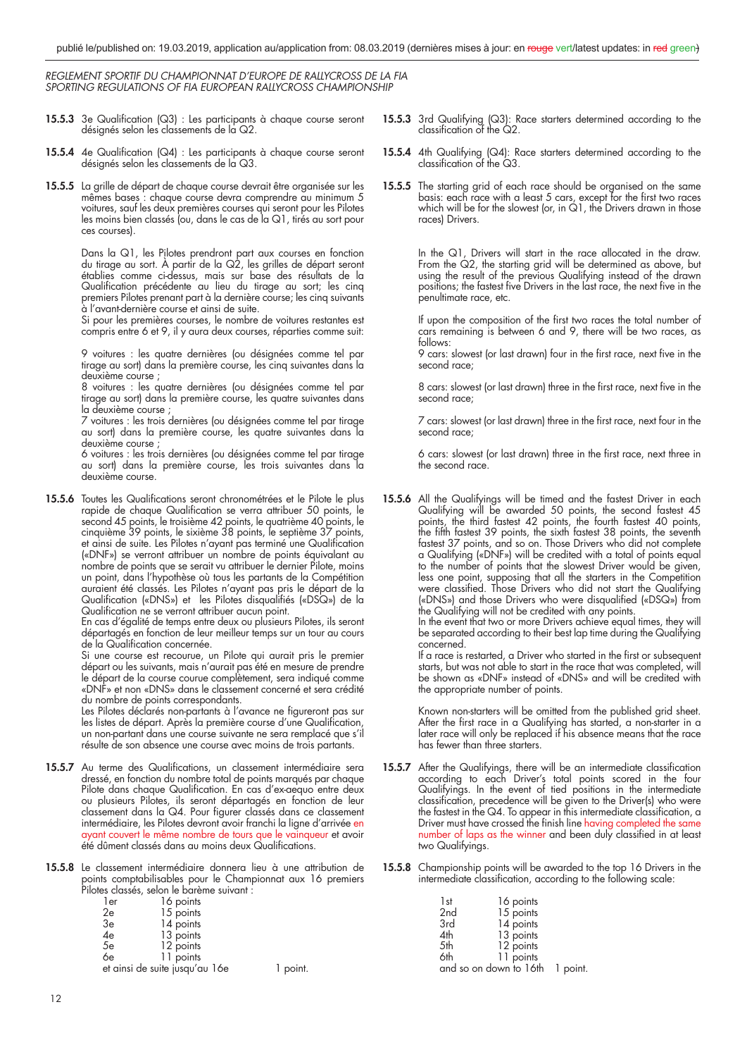**15.5.3** 3e Qualification (Q3) : Les participants à chaque course seront désignés selon les classements de la Q2.

**15.5.4** 4e Qualification (Q4) : Les participants à chaque course seront désignés selon les classements de la Q3.

**15.5.5** La grille de départ de chaque course devrait être organisée sur les mêmes bases : chaque course devra comprendre au minimum 5 voitures, sauf les deux premières courses qui seront pour les Pilotes les moins bien classés (ou, dans le cas de la Q1, tirés au sort pour ces courses).

Dans la Q1, les Pilotes prendront part aux courses en fonction du tirage au sort. À partir de la Q2, les grilles de départ seront établies comme ci-dessus, mais sur base des résultats de la Qualification précédente au lieu du tirage au sort; les cinq premiers Pilotes prenant part à la dernière course; les cinq suivants à l'avant-dernière course et ainsi de suite.
Si pour les premières courses, le nombre de voitures restantes est compris entre 6 et 9, il y aura deux courses, réparties comme suit:

9 voitures : les quatre dernières (ou désignées comme tel par tirage au sort) dans la première course, les cinq suivantes dans la deuxième course ;
8 voitures : les quatre dernières (ou désignées comme tel par tirage au sort) dans la première course, les quatre suivantes dans la deuxième course ;
7 voitures : les trois dernières (ou désignées comme tel par tirage au sort) dans la première course, les quatre suivantes dans la deuxième course ;
6 voitures : les trois dernières (ou désignées comme tel par tirage au sort) dans la première course, les trois suivantes dans la deuxième course.

**15.5.6** Toutes les Qualifications seront chronométrées et le Pilote le plus rapide de chaque Qualification se verra attribuer 50 points, le second 45 points, le troisième 42 points, le quatrième 40 points, le cinquième 39 points, le sixième 38 points, le septième 37 points, et ainsi de suite. Les Pilotes n'ayant pas terminé une Qualification («DNF») se verront attribuer un nombre de points équivalant au nombre de points que se serait vu attribuer le dernier Pilote, moins un point, dans l'hypothèse où tous les partants de la Compétition auraient été classés. Les Pilotes n'ayant pas pris le départ de la Qualification («DNS») et les Pilotes disqualifiés («DSQ») de la Qualification ne se verront attribuer aucun point.
En cas d'égalité de temps entre deux ou plusieurs Pilotes, ils seront départagés en fonction de leur meilleur temps sur un tour au cours de la Qualification concernée.
Si une course est recourue, un Pilote qui aurait pris le premier départ ou les suivants, mais n'aurait pas été en mesure de prendre le départ de la course courue complètement, sera indiqué comme «DNF» et non «DNS» dans le classement concerné et sera crédité du nombre de points correspondants.
Les Pilotes déclarés non-partants à l'avance ne figureront pas sur les listes de départ. Après la première course d'une Qualification, un non-partant dans une course suivante ne sera remplacé que s'il résulte de son absence une course avec moins de trois partants.

**15.5.7** Au terme des Qualifications, un classement intermédiaire sera dressé, en fonction du nombre total de points marqués par chaque Pilote dans chaque Qualification. En cas d'ex-aequo entre deux ou plusieurs Pilotes, ils seront départagés en fonction de leur classement dans la Q4. Pour figurer classés dans ce classement intermédiaire, les Pilotes devront avoir franchi la ligne d'arrivée en ayant couvert le même nombre de tours que le vainqueur et avoir été dûment classés dans au moins deux Qualifications.

**15.5.8** Le classement intermédiaire donnera lieu à une attribution de points comptabilisables pour le Championnat aux 16 premiers Pilotes classés, selon le barème suivant :

| | |
|---|---|
| 1er | 16 points |
| 2e | 15 points |
| 3e | 14 points |
| 4e | 13 points |
| 5e | 12 points |
| 6e | 11 points |
| et ainsi de suite jusqu'au 16e | 1 point. |

**15.5.3** 3rd Qualifying (Q3): Race starters determined according to the classification of the Q2.

**15.5.4** 4th Qualifying (Q4): Race starters determined according to the classification of the Q3.

**15.5.5** The starting grid of each race should be organised on the same basis: each race with a least 5 cars, except for the first two races which will be for the slowest (or, in Q1, the Drivers drawn in those races) Drivers.

In the Q1, Drivers will start in the race allocated in the draw. From the Q2, the starting grid will be determined as above, but using the result of the previous Qualifying instead of the drawn positions; the fastest five Drivers in the last race, the next five in the penultimate race, etc.

If upon the composition of the first two races the total number of cars remaining is between 6 and 9, there will be two races, as follows:
9 cars: slowest (or last drawn) four in the first race, next five in the second race;

8 cars: slowest (or last drawn) three in the first race, next five in the second race;

7 cars: slowest (or last drawn) three in the first race, next four in the second race;

6 cars: slowest (or last drawn) three in the first race, next three in the second race.

**15.5.6** All the Qualifyings will be timed and the fastest Driver in each Qualifying will be awarded 50 points, the second fastest 45 points, the third fastest 42 points, the fourth fastest 40 points, the fifth fastest 39 points, the sixth fastest 38 points, the seventh fastest 37 points, and so on. Those Drivers who did not complete a Qualifying («DNF») will be credited with a total of points equal to the number of points that the slowest Driver would be given, less one point, supposing that all the starters in the Competition were classified. Those Drivers who did not start the Qualifying («DNS») and those Drivers who were disqualified («DSQ») from the Qualifying will not be credited with any points.
In the event that two or more Drivers achieve equal times, they will be separated according to their best lap time during the Qualifying concerned.
If a race is restarted, a Driver who started in the first or subsequent starts, but was not able to start in the race that was completed, will be shown as «DNF» instead of «DNS» and will be credited with the appropriate number of points.

Known non-starters will be omitted from the published grid sheet. After the first race in a Qualifying has started, a non-starter in a later race will only be replaced if his absence means that the race has fewer than three starters.

**15.5.7** After the Qualifyings, there will be an intermediate classification according to each Driver's total points scored in the four Qualifyings. In the event of tied positions in the intermediate classification, precedence will be given to the Driver(s) who were the fastest in the Q4. To appear in this intermediate classification, a Driver must have crossed the finish line having completed the same number of laps as the winner and been duly classified in at least two Qualifyings.

**15.5.8** Championship points will be awarded to the top 16 Drivers in the intermediate classification, according to the following scale:

| | |
|---|---|
| 1st | 16 points |
| 2nd | 15 points |
| 3rd | 14 points |
| 4th | 13 points |
| 5th | 12 points |
| 6th | 11 points |
| and so on down to 16th | 1 point. |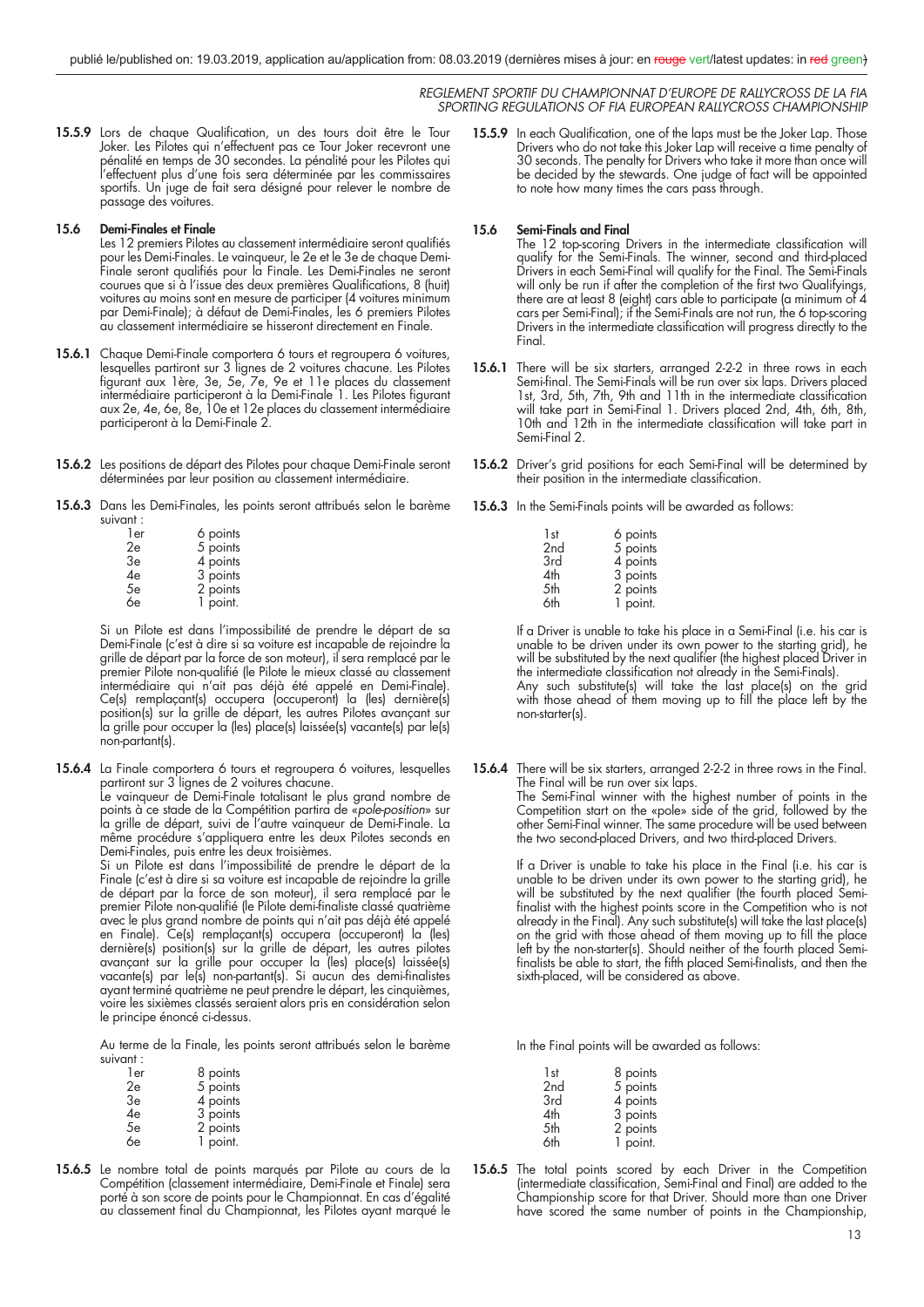**15.5.9** Lors de chaque Qualification, un des tours doit être le Tour Joker. Les Pilotes qui n'effectuent pas ce Tour Joker recevront une pénalité en temps de 30 secondes. La pénalité pour les Pilotes qui l'effectuent plus d'une fois sera déterminée par les commissaires sportifs. Un juge de fait sera désigné pour relever le nombre de passage des voitures.

### 15.6 Demi-Finales et Finale

Les 12 premiers Pilotes au classement intermédiaire seront qualifiés pour les Demi-Finales. Le vainqueur, le 2e et le 3e de chaque Demi-Finale seront qualifiés pour la Finale. Les Demi-Finales ne seront courues que si à l'issue des deux premières Qualifications, 8 (huit) voitures au moins sont en mesure de participer (4 voitures minimum par Demi-Finale); à défaut de Demi-Finales, les 6 premiers Pilotes au classement intermédiaire se hisseront directement en Finale.

**15.6.1** Chaque Demi-Finale comportera 6 tours et regroupera 6 voitures, lesquelles partiront sur 3 lignes de 2 voitures chacune. Les Pilotes figurant aux 1ère, 3e, 5e, 7e, 9e et 11e places du classement intermédiaire participeront à la Demi-Finale 1. Les Pilotes figurant aux 2e, 4e, 6e, 8e, 10e et 12e places du classement intermédiaire participeront à la Demi-Finale 2.

**15.6.2** Les positions de départ des Pilotes pour chaque Demi-Finale seront déterminées par leur position au classement intermédiaire.

**15.6.3** Dans les Demi-Finales, les points seront attribués selon le barème suivant :

| | |
|---|---|
| 1er | 6 points |
| 2e | 5 points |
| 3e | 4 points |
| 4e | 3 points |
| 5e | 2 points |
| 6e | 1 point. |

Si un Pilote est dans l'impossibilité de prendre le départ de sa Demi-Finale (c'est à dire si sa voiture est incapable de rejoindre la grille de départ par la force de son moteur), il sera remplacé par le premier Pilote non-qualifié (le Pilote le mieux classé au classement intermédiaire qui n'ait pas déjà été appelé en Demi-Finale). Ce(s) remplaçant(s) occupera (occuperont) la (les) dernière(s) position(s) sur la grille de départ, les autres Pilotes avançant sur la grille pour occuper la (les) place(s) laissée(s) vacante(s) par le(s) non-partant(s).

**15.6.4** La Finale comportera 6 tours et regroupera 6 voitures, lesquelles partiront sur 3 lignes de 2 voitures chacune.

Le vainqueur de Demi-Finale totalisant le plus grand nombre de points à ce stade de la Compétition partira de «*pole-position*» sur la grille de départ, suivi de l'autre vainqueur de Demi-Finale. La même procédure s'appliquera entre les deux Pilotes seconds en Demi-Finales, puis entre les deux troisièmes.

Si un Pilote est dans l'impossibilité de prendre le départ de la Finale (c'est à dire si sa voiture est incapable de rejoindre la grille de départ par la force de son moteur), il sera remplacé par le premier Pilote non-qualifié (le Pilote demi-finaliste classé quatrième avec le plus grand nombre de points qui n'ait pas déjà été appelé en Finale). Ce(s) remplaçant(s) occupera (occuperont) la (les) dernière(s) position(s) sur la grille de départ, les autres pilotes avançant sur la grille pour occuper la (les) place(s) laissée(s) vacante(s) par le(s) non-partant(s). Si aucun des demi-finalistes ayant terminé quatrième ne peut prendre le départ, les cinquièmes, voire les sixièmes classés seraient alors pris en considération selon le principe énoncé ci-dessus.

Au terme de la Finale, les points seront attribués selon le barème suivant :

| | |
|---|---|
| 1er | 8 points |
| 2e | 5 points |
| 3e | 4 points |
| 4e | 3 points |
| 5e | 2 points |
| 6e | 1 point. |

**15.6.5** Le nombre total de points marqués par Pilote au cours de la Compétition (classement intermédiaire, Demi-Finale et Finale) sera porté à son score de points pour le Championnat. En cas d'égalité au classement final du Championnat, les Pilotes ayant marqué le

---

**15.5.9** In each Qualification, one of the laps must be the Joker Lap. Those Drivers who do not take this Joker Lap will receive a time penalty of 30 seconds. The penalty for Drivers who take it more than once will be decided by the stewards. One judge of fact will be appointed to note how many times the cars pass through.

### 15.6 Semi-Finals and Final

The 12 top-scoring Drivers in the intermediate classification will qualify for the Semi-Finals. The winner, second and third-placed Drivers in each Semi-Final will qualify for the Final. The Semi-Finals will only be run if after the completion of the first two Qualifyings, there are at least 8 (eight) cars able to participate (a minimum of 4 cars per Semi-Final); if the Semi-Finals are not run, the 6 top-scoring Drivers in the intermediate classification will progress directly to the Final.

**15.6.1** There will be six starters, arranged 2-2-2 in three rows in each Semi-final. The Semi-Finals will be run over six laps. Drivers placed 1st, 3rd, 5th, 7th, 9th and 11th in the intermediate classification will take part in Semi-Final 1. Drivers placed 2nd, 4th, 6th, 8th, 10th and 12th in the intermediate classification will take part in Semi-Final 2.

**15.6.2** Driver's grid positions for each Semi-Final will be determined by their position in the intermediate classification.

**15.6.3** In the Semi-Finals points will be awarded as follows:

| | |
|---|---|
| 1st | 6 points |
| 2nd | 5 points |
| 3rd | 4 points |
| 4th | 3 points |
| 5th | 2 points |
| 6th | 1 point. |

If a Driver is unable to take his place in a Semi-Final (i.e. his car is unable to be driven under its own power to the starting grid), he will be substituted by the next qualifier (the highest placed Driver in the intermediate classification not already in the Semi-Finals).
Any such substitute(s) will take the last place(s) on the grid with those ahead of them moving up to fill the place left by the non-starter(s).

**15.6.4** There will be six starters, arranged 2-2-2 in three rows in the Final. The Final will be run over six laps.

The Semi-Final winner with the highest number of points in the Competition start on the «pole» side of the grid, followed by the other Semi-Final winner. The same procedure will be used between the two second-placed Drivers, and two third-placed Drivers.

If a Driver is unable to take his place in the Final (i.e. his car is unable to be driven under its own power to the starting grid), he will be substituted by the next qualifier (the fourth placed Semi-finalist with the highest points score in the Competition who is not already in the Final). Any such substitute(s) will take the last place(s) on the grid with those ahead of them moving up to fill the place left by the non-starter(s). Should neither of the fourth placed Semi-finalists be able to start, the fifth placed Semi-finalists, and then the sixth-placed, will be considered as above.

In the Final points will be awarded as follows:

| | |
|---|---|
| 1st | 8 points |
| 2nd | 5 points |
| 3rd | 4 points |
| 4th | 3 points |
| 5th | 2 points |
| 6th | 1 point. |

**15.6.5** The total points scored by each Driver in the Competition (intermediate classification, Semi-Final and Final) are added to the Championship score for that Driver. Should more than one Driver have scored the same number of points in the Championship,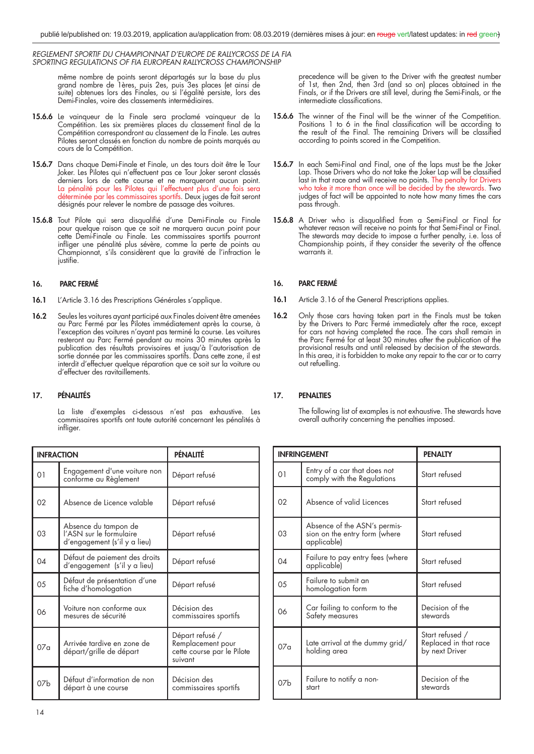même nombre de points seront départagés sur la base du plus grand nombre de 1ères, puis 2es, puis 3es places (et ainsi de suite) obtenues lors des Finales, ou si l'égalité persiste, lors des Demi-Finales, voire des classements intermédiaires.

**15.6.6** Le vainqueur de la Finale sera proclamé vainqueur de la Compétition. Les six premières places du classement final de la Compétition correspondront au classement de la Finale. Les autres Pilotes seront classés en fonction du nombre de points marqués au cours de la Compétition.

**15.6.7** Dans chaque Demi-Finale et Finale, un des tours doit être le Tour Joker. Les Pilotes qui n'effectuent pas ce Tour Joker seront classés derniers lors de cette course et ne marqueront aucun point. La pénalité pour les Pilotes qui l'effectuent plus d'une fois sera déterminée par les commissaires sportifs. Deux juges de fait seront désignés pour relever le nombre de passage des voitures.

**15.6.8** Tout Pilote qui sera disqualifié d'une Demi-Finale ou Finale pour quelque raison que ce soit ne marquera aucun point pour cette Demi-Finale ou Finale. Les commissaires sportifs pourront infliger une pénalité plus sévère, comme la perte de points au Championnat, s'ils considèrent que la gravité de l'infraction le justifie.

## 16. PARC FERMÉ

**16.1** L'Article 3.16 des Prescriptions Générales s'applique.

**16.2** Seules les voitures ayant participé aux Finales doivent être amenées au Parc Fermé par les Pilotes immédiatement après la course, à l'exception des voitures n'ayant pas terminé la course. Les voitures resteront au Parc Fermé pendant au moins 30 minutes après la publication des résultats provisoires et jusqu'à l'autorisation de sortie donnée par les commissaires sportifs. Dans cette zone, il est interdit d'effectuer quelque réparation que ce soit sur la voiture ou d'effectuer des ravitaillements.

## 17. PÉNALITÉS

La liste d'exemples ci-dessous n'est pas exhaustive. Les commissaires sportifs ont toute autorité concernant les pénalités à infliger.

| INFRACTION | | PÉNALITÉ |
|---|---|---|
| 01 | Engagement d'une voiture non conforme au Règlement | Départ refusé |
| 02 | Absence de Licence valable | Départ refusé |
| 03 | Absence du tampon de l'ASN sur le formulaire d'engagement (s'il y a lieu) | Départ refusé |
| 04 | Défaut de paiement des droits d'engagement (s'il y a lieu) | Départ refusé |
| 05 | Défaut de présentation d'une fiche d'homologation | Départ refusé |
| 06 | Voiture non conforme aux mesures de sécurité | Décision des commissaires sportifs |
| 07a | Arrivée tardive en zone de départ/grille de départ | Départ refusé / Remplacement pour cette course par le Pilote suivant |
| 07b | Défaut d'information de non départ à une course | Décision des commissaires sportifs |

precedence will be given to the Driver with the greatest number of 1st, then 2nd, then 3rd (and so on) places obtained in the Finals, or if the Drivers are still level, during the Semi-Finals, or the intermediate classifications.

**15.6.6** The winner of the Final will be the winner of the Competition. Positions 1 to 6 in the final classification will be according to the result of the Final. The remaining Drivers will be classified according to points scored in the Competition.

**15.6.7** In each Semi-Final and Final, one of the laps must be the Joker Lap. Those Drivers who do not take the Joker Lap will be classified last in that race and will receive no points. The penalty for Drivers who take it more than once will be decided by the stewards. Two judges of fact will be appointed to note how many times the cars pass through.

**15.6.8** A Driver who is disqualified from a Semi-Final or Final for whatever reason will receive no points for that Semi-Final or Final. The stewards may decide to impose a further penalty, i.e. loss of Championship points, if they consider the severity of the offence warrants it.

## 16. PARC FERMÉ

**16.1** Article 3.16 of the General Prescriptions applies.

**16.2** Only those cars having taken part in the Finals must be taken by the Drivers to Parc Fermé immediately after the race, except for cars not having completed the race. The cars shall remain in the Parc Fermé for at least 30 minutes after the publication of the provisional results and until released by decision of the stewards. In this area, it is forbidden to make any repair to the car or to carry out refuelling.

## 17. PENALTIES

The following list of examples is not exhaustive. The stewards have overall authority concerning the penalties imposed.

| INFRINGEMENT | | PENALTY |
|---|---|---|
| 01 | Entry of a car that does not comply with the Regulations | Start refused |
| 02 | Absence of valid Licences | Start refused |
| 03 | Absence of the ASN's permission on the entry form (where applicable) | Start refused |
| 04 | Failure to pay entry fees (where applicable) | Start refused |
| 05 | Failure to submit an homologation form | Start refused |
| 06 | Car failing to conform to the Safety measures | Decision of the stewards |
| 07a | Late arrival at the dummy grid/holding area | Start refused / Replaced in that race by next Driver |
| 07b | Failure to notify a non-start | Decision of the stewards |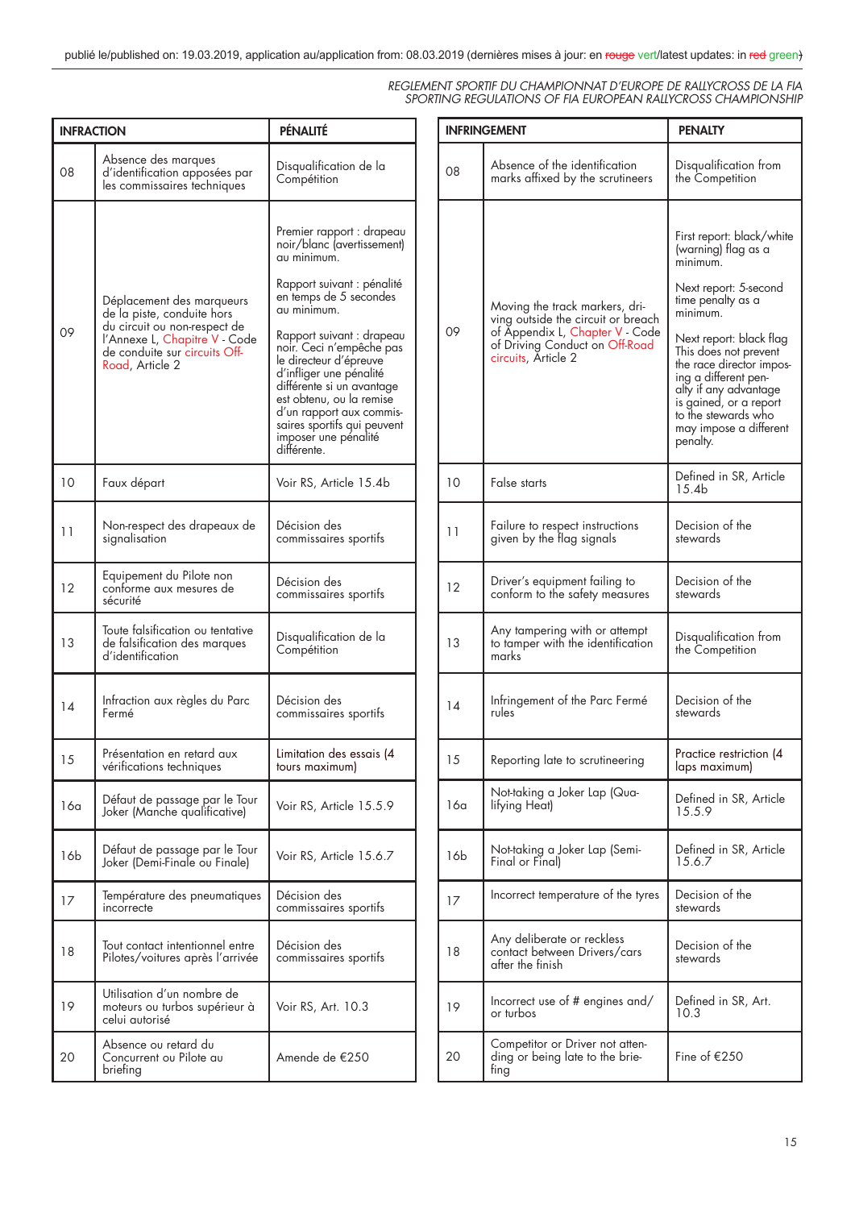publié le/published on: 19.03.2019, application au/application from: 08.03.2019 (dernières mises à jour: en ~~rouge~~ vert/latest updates: in ~~red~~ green)

*REGLEMENT SPORTIF DU CHAMPIONNAT D'EUROPE DE RALLYCROSS DE LA FIA*
*SPORTING REGULATIONS OF FIA EUROPEAN RALLYCROSS CHAMPIONSHIP*

| INFRACTION | | PÉNALITÉ |
|---|---|---|
| 08 | Absence des marques d'identification apposées par les commissaires techniques | Disqualification de la Compétition |
| 09 | Déplacement des marqueurs de la piste, conduite hors du circuit ou non-respect de l'Annexe L, Chapitre V - Code de conduite sur circuits Off-Road, Article 2 | Premier rapport : drapeau noir/blanc (avertissement) au minimum.<br><br>Rapport suivant : pénalité en temps de 5 secondes au minimum.<br><br>Rapport suivant : drapeau noir. Ceci n'empêche pas le directeur d'épreuve d'infliger une pénalité différente si un avantage est obtenu, ou la remise d'un rapport aux commissaires sportifs qui peuvent imposer une pénalité différente. |
| 10 | Faux départ | Voir RS, Article 15.4b |
| 11 | Non-respect des drapeaux de signalisation | Décision des commissaires sportifs |
| 12 | Equipement du Pilote non conforme aux mesures de sécurité | Décision des commissaires sportifs |
| 13 | Toute falsification ou tentative de falsification des marques d'identification | Disqualification de la Compétition |
| 14 | Infraction aux règles du Parc Fermé | Décision des commissaires sportifs |
| 15 | Présentation en retard aux vérifications techniques | Limitation des essais (4 tours maximum) |
| 16a | Défaut de passage par le Tour Joker (Manche qualificative) | Voir RS, Article 15.5.9 |
| 16b | Défaut de passage par le Tour Joker (Demi-Finale ou Finale) | Voir RS, Article 15.6.7 |
| 17 | Température des pneumatiques incorrecte | Décision des commissaires sportifs |
| 18 | Tout contact intentionnel entre Pilotes/voitures après l'arrivée | Décision des commissaires sportifs |
| 19 | Utilisation d'un nombre de moteurs ou turbos supérieur à celui autorisé | Voir RS, Art. 10.3 |
| 20 | Absence ou retard du Concurrent ou Pilote au briefing | Amende de €250 |

| INFRINGEMENT | | PENALTY |
|---|---|---|
| 08 | Absence of the identification marks affixed by the scrutineers | Disqualification from the Competition |
| 09 | Moving the track markers, driving outside the circuit or breach of Appendix L, Chapter V - Code of Driving Conduct on Off-Road circuits, Article 2 | First report: black/white (warning) flag as a minimum.<br><br>Next report: 5-second time penalty as a minimum.<br><br>Next report: black flag This does not prevent the race director imposing a different penalty if any advantage is gained, or a report to the stewards who may impose a different penalty. |
| 10 | False starts | Defined in SR, Article 15.4b |
| 11 | Failure to respect instructions given by the flag signals | Decision of the stewards |
| 12 | Driver's equipment failing to conform to the safety measures | Decision of the stewards |
| 13 | Any tampering with or attempt to tamper with the identification marks | Disqualification from the Competition |
| 14 | Infringement of the Parc Fermé rules | Decision of the stewards |
| 15 | Reporting late to scrutineering | Practice restriction (4 laps maximum) |
| 16a | Not-taking a Joker Lap (Qualifying Heat) | Defined in SR, Article 15.5.9 |
| 16b | Not-taking a Joker Lap (Semi-Final or Final) | Defined in SR, Article 15.6.7 |
| 17 | Incorrect temperature of the tyres | Decision of the stewards |
| 18 | Any deliberate or reckless contact between Drivers/cars after the finish | Decision of the stewards |
| 19 | Incorrect use of # engines and/ or turbos | Defined in SR, Art. 10.3 |
| 20 | Competitor or Driver not attending or being late to the briefing | Fine of €250 |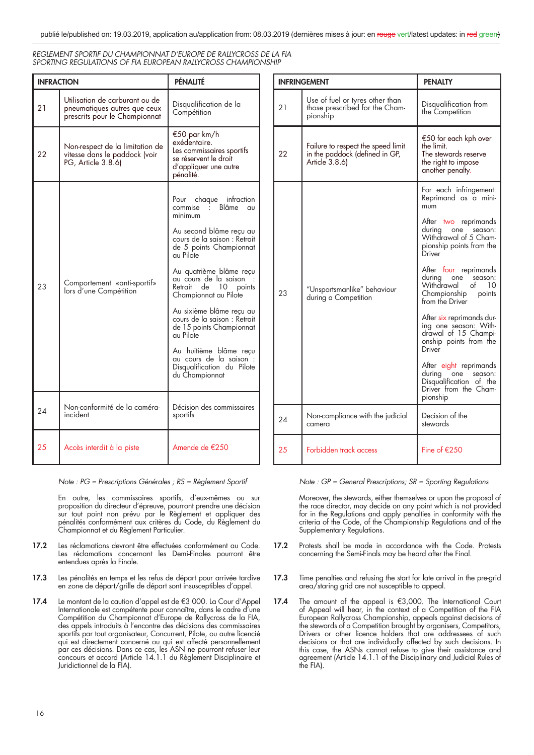publié le/published on: 19.03.2019, application au/application from: 08.03.2019 (dernières mises à jour: en ~~rouge~~ vert/latest updates: in ~~red~~ green)

*REGLEMENT SPORTIF DU CHAMPIONNAT D'EUROPE DE RALLYCROSS DE LA FIA*
*SPORTING REGULATIONS OF FIA EUROPEAN RALLYCROSS CHAMPIONSHIP*

| INFRACTION | | PÉNALITÉ |
|---|---|---|
| 21 | Utilisation de carburant ou de pneumatiques autres que ceux prescrits pour le Championnat | Disqualification de la Compétition |
| 22 | Non-respect de la limitation de vitesse dans le paddock (voir PG, Article 3.8.6) | €50 par km/h exédentaire. Les commissaires sportifs se réservent le droit d'appliquer une autre pénalité. |
| 23 | Comportement «anti-sportif» lors d'une Compétition | Pour chaque infraction commise : Blâme au minimum<br><br>Au second blâme reçu au cours de la saison : Retrait de 5 points Championnat au Pilote<br><br>Au quatrième blâme reçu au cours de la saison : Retrait de 10 points Championnat au Pilote<br><br>Au sixième blâme reçu au cours de la saison : Retrait de 15 points Championnat au Pilote<br><br>Au huitième blâme reçu au cours de la saison : Disqualification du Pilote du Championnat |
| 24 | Non-conformité de la caméra-incident | Décision des commissaires sportifs |
| 25 | Accès interdit à la piste | Amende de €250 |

*Note : PG = Prescriptions Générales ; RS = Règlement Sportif*

En outre, les commissaires sportifs, d'eux-mêmes ou sur proposition du directeur d'épreuve, pourront prendre une décision sur tout point non prévu par le Règlement et appliquer des pénalités conformément aux critères du Code, du Règlement du Championnat et du Règlement Particulier.

**17.2** Les réclamations devront être effectuées conformément au Code. Les réclamations concernant les Demi-Finales pourront être entendues après la Finale.

**17.3** Les pénalités en temps et les refus de départ pour arrivée tardive en zone de départ/grille de départ sont insusceptibles d'appel.

**17.4** Le montant de la caution d'appel est de €3 000. La Cour d'Appel Internationale est compétente pour connaître, dans le cadre d'une Compétition du Championnat d'Europe de Rallycross de la FIA, des appels introduits à l'encontre des décisions des commissaires sportifs par tout organisateur, Concurrent, Pilote, ou autre licencié qui est directement concerné ou qui est affecté personnellement par ces décisions. Dans ce cas, les ASN ne pourront refuser leur concours et accord (Article 14.1.1 du Règlement Disciplinaire et Juridictionnel de la FIA).

| INFRINGEMENT | | PENALTY |
|---|---|---|
| 21 | Use of fuel or tyres other than those prescribed for the Championship | Disqualification from the Competition |
| 22 | Failure to respect the speed limit in the paddock (defined in GP, Article 3.8.6) | €50 for each kph over the limit. The stewards reserve the right to impose another penalty. |
| 23 | "Unsportsmanlike" behaviour during a Competition | For each infringement: Reprimand as a minimum<br><br>After two reprimands during one season: Withdrawal of 5 Championship points from the Driver<br><br>After four reprimands during one season: Withdrawal of 10 Championship points from the Driver<br><br>After six reprimands during one season: Withdrawal of 15 Championship points from the Driver<br><br>After eight reprimands during one season: Disqualification of the Driver from the Championship |
| 24 | Non-compliance with the judicial camera | Decision of the stewards |
| 25 | Forbidden track access | Fine of €250 |

*Note : GP = General Prescriptions; SR = Sporting Regulations*

Moreover, the stewards, either themselves or upon the proposal of the race director, may decide on any point which is not provided for in the Regulations and apply penalties in conformity with the criteria of the Code, of the Championship Regulations and of the Supplementary Regulations.

**17.2** Protests shall be made in accordance with the Code. Protests concerning the Semi-Finals may be heard after the Final.

**17.3** Time penalties and refusing the start for late arrival in the pre-grid area/staring grid are not susceptible to appeal.

**17.4** The amount of the appeal is €3,000. The International Court of Appeal will hear, in the context of a Competition of the FIA European Rallycross Championship, appeals against decisions of the stewards of a Competition brought by organisers, Competitors, Drivers or other licence holders that are addressees of such decisions or that are individually affected by such decisions. In this case, the ASNs cannot refuse to give their assistance and agreement (Article 14.1.1 of the Disciplinary and Judicial Rules of the FIA).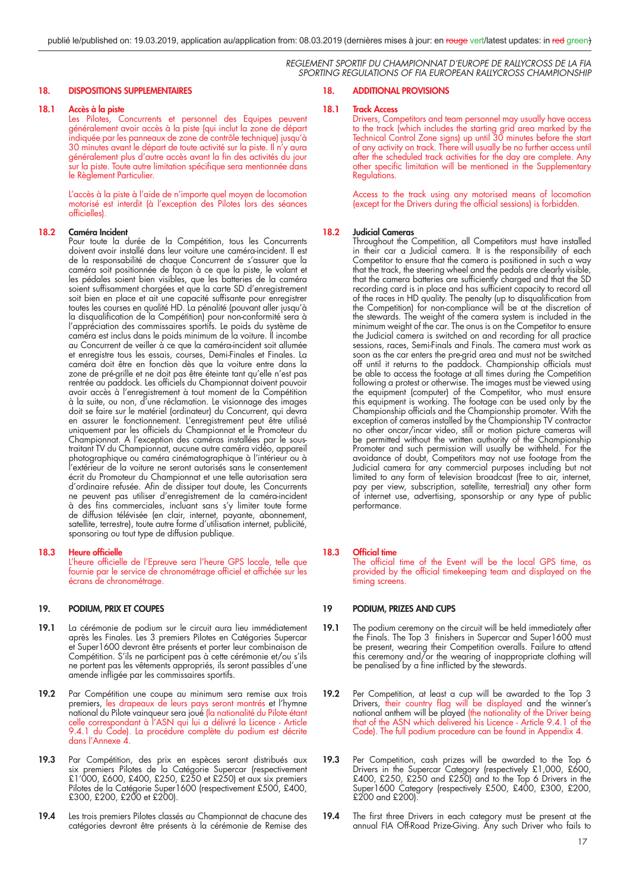## 18. DISPOSITIONS SUPPLEMENTAIRES

### 18.1 Accès à la piste

Les Pilotes, Concurrents et personnel des Equipes peuvent généralement avoir accès à la piste (qui inclut la zone de départ indiquée par les panneaux de zone de contrôle technique) jusqu'à 30 minutes avant le départ de toute activité sur la piste. Il n'y aura généralement plus d'autre accès avant la fin des activités du jour sur la piste. Toute autre limitation spécifique sera mentionnée dans le Règlement Particulier.

L'accès à la piste à l'aide de n'importe quel moyen de locomotion motorisé est interdit (à l'exception des Pilotes lors des séances officielles).

### 18.2 Caméra Incident

Pour toute la durée de la Compétition, tous les Concurrents doivent avoir installé dans leur voiture une caméra-incident. Il est de la responsabilité de chaque Concurrent de s'assurer que la caméra soit positionnée de façon à ce que la piste, le volant et les pédales soient bien visibles, que les batteries de la caméra soient suffisamment chargées et que la carte SD d'enregistrement soit bien en place et ait une capacité suffisante pour enregistrer toutes les courses en qualité HD. La pénalité (pouvant aller jusqu'à la disqualification de la Compétition) pour non-conformité sera à l'appréciation des commissaires sportifs. Le poids du système de caméra est inclus dans le poids minimum de la voiture. Il incombe au Concurrent de veiller à ce que la caméra-incident soit allumée et enregistre tous les essais, courses, Demi-Finales et Finales. La caméra doit être en fonction dès que la voiture entre dans la zone de pré-grille et ne doit pas être éteinte tant qu'elle n'est pas rentrée au paddock. Les officiels du Championnat doivent pouvoir avoir accès à l'enregistrement à tout moment de la Compétition à la suite, ou non, d'une réclamation. Le visionnage des images doit se faire sur le matériel (ordinateur) du Concurrent, qui devra en assurer le fonctionnement. L'enregistrement peut être utilisé uniquement par les officiels du Championnat et le Promoteur du Championnat. A l'exception des caméras installées par le sous-traitant TV du Championnat, aucune autre caméra vidéo, appareil photographique ou caméra cinématographique à l'intérieur ou à l'extérieur de la voiture ne seront autorisés sans le consentement écrit du Promoteur du Championnat et une telle autorisation sera d'ordinaire refusée. Afin de dissiper tout doute, les Concurrents ne peuvent pas utiliser d'enregistrement de la caméra-incident à des fins commerciales, incluant sans s'y limiter toute forme de diffusion télévisée (en clair, internet, payante, abonnement, satellite, terrestre), toute autre forme d'utilisation internet, publicité, sponsoring ou tout type de diffusion publique.

### 18.3 Heure officielle

L'heure officielle de l'Epreuve sera l'heure GPS locale, telle que fournie par le service de chronométrage officiel et affichée sur les écrans de chronométrage.

## 19. PODIUM, PRIX ET COUPES

**19.1** La cérémonie de podium sur le circuit aura lieu immédiatement après les Finales. Les 3 premiers Pilotes en Catégories Supercar et Super1600 devront être présents et porter leur combinaison de Compétition. S'ils ne participent pas à cette cérémonie et/ou s'ils ne portent pas les vêtements appropriés, ils seront passibles d'une amende infligée par les commissaires sportifs.

**19.2** Par Compétition une coupe au minimum sera remise aux trois premiers, les drapeaux de leurs pays seront montrés et l'hymne national du Pilote vainqueur sera joué (la nationalité du Pilote étant celle correspondant à l'ASN qui lui a délivré la Licence - Article 9.4.1 du Code). La procédure complète du podium est décrite dans l'Annexe 4.

**19.3** Par Compétition, des prix en espèces seront distribués aux six premiers Pilotes de la Catégorie Supercar (respectivement £1'000, £600, £400, £250, £250 et £250) et aux six premiers Pilotes de la Catégorie Super1600 (respectivement £500, £400, £300, £200, £200 et £200).

**19.4** Les trois premiers Pilotes classés au Championnat de chacune des catégories devront être présents à la cérémonie de Remise des

---

## 18. ADDITIONAL PROVISIONS

### 18.1 Track Access

Drivers, Competitors and team personnel may usually have access to the track (which includes the starting grid area marked by the Technical Control Zone signs) up until 30 minutes before the start of any activity on track. There will usually be no further access until after the scheduled track activities for the day are complete. Any other specific limitation will be mentioned in the Supplementary Regulations.

Access to the track using any motorised means of locomotion (except for the Drivers during the official sessions) is forbidden.

### 18.2 Judicial Cameras

Throughout the Competition, all Competitors must have installed in their car a Judicial camera. It is the responsibility of each Competitor to ensure that the camera is positioned in such a way that the track, the steering wheel and the pedals are clearly visible, that the camera batteries are sufficiently charged and that the SD recording card is in place and has sufficient capacity to record all of the races in HD quality. The penalty (up to disqualification from the Competition) for non-compliance will be at the discretion of the stewards. The weight of the camera system is included in the minimum weight of the car. The onus is on the Competitor to ensure the Judicial camera is switched on and recording for all practice sessions, races, Semi-Finals and Finals. The camera must work as soon as the car enters the pre-grid area and must not be switched off until it returns to the paddock. Championship officials must be able to access the footage at all times during the Competition following a protest or otherwise. The images must be viewed using the equipment (computer) of the Competitor, who must ensure this equipment is working. The footage can be used only by the Championship officials and the Championship promoter. With the exception of cameras installed by the Championship TV contractor no other oncar/incar video, still or motion picture cameras will be permitted without the written authority of the Championship Promoter and such permission will usually be withheld. For the avoidance of doubt, Competitors may not use footage from the Judicial camera for any commercial purposes including but not limited to any form of television broadcast (free to air, internet, pay per view, subscription, satellite, terrestrial) any other form of internet use, advertising, sponsorship or any type of public performance.

### 18.3 Official time

The official time of the Event will be the local GPS time, as provided by the official timekeeping team and displayed on the timing screens.

## 19 PODIUM, PRIZES AND CUPS

**19.1** The podium ceremony on the circuit will be held immediately after the Finals. The Top 3 finishers in Supercar and Super1600 must be present, wearing their Competition overalls. Failure to attend this ceremony and/or the wearing of inappropriate clothing will be penalised by a fine inflicted by the stewards.

**19.2** Per Competition, at least a cup will be awarded to the Top 3 Drivers, their country flag will be displayed and the winner's national anthem will be played (the nationality of the Driver being that of the ASN which delivered his Licence - Article 9.4.1 of the Code). The full podium procedure can be found in Appendix 4.

**19.3** Per Competition, cash prizes will be awarded to the Top 6 Drivers in the Supercar Category (respectively £1,000, £600, £400, £250, £250 and £250) and to the Top 6 Drivers in the Super1600 Category (respectively £500, £400, £300, £200, £200 and £200).

**19.4** The first three Drivers in each category must be present at the annual FIA Off-Road Prize-Giving. Any such Driver who fails to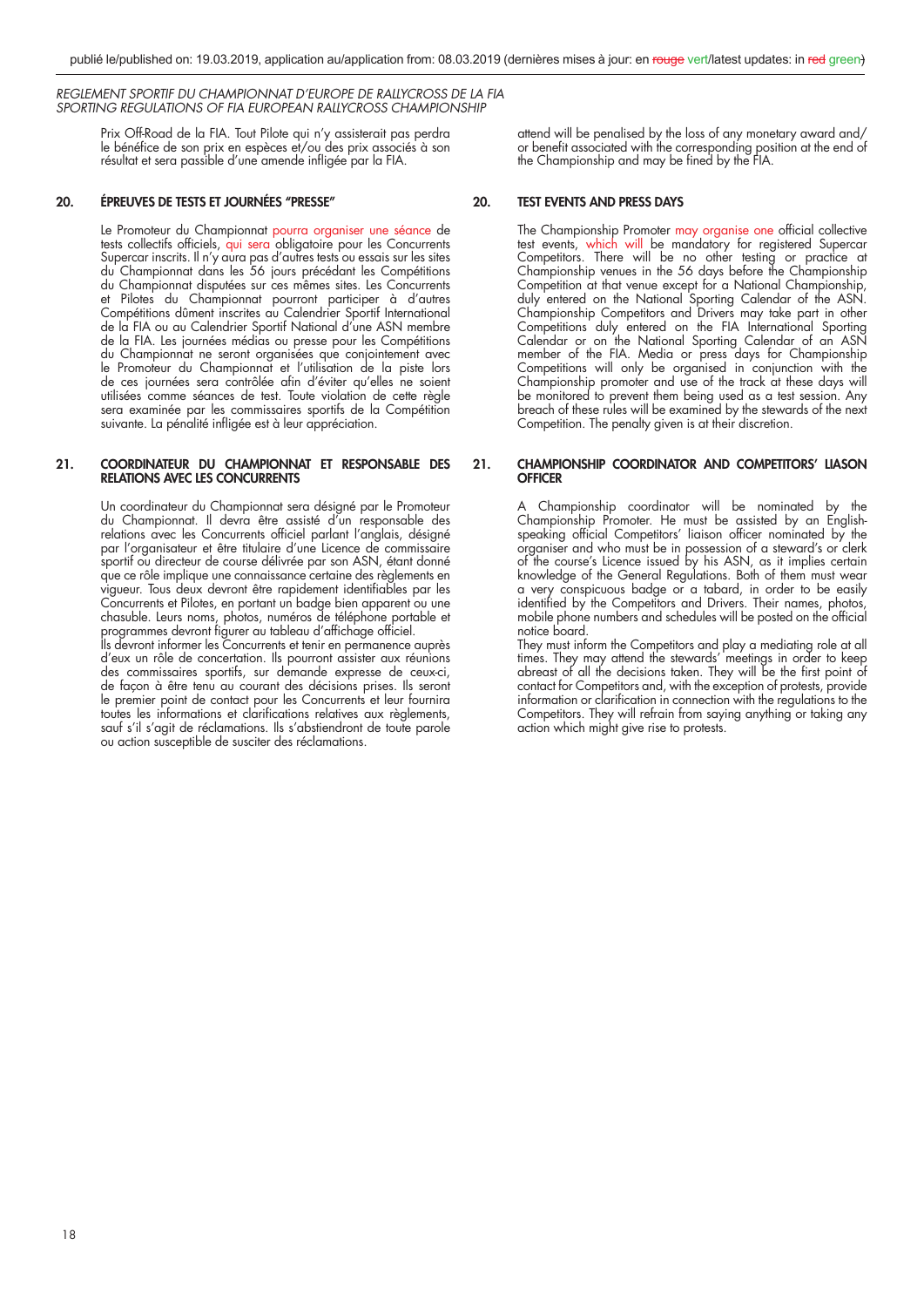Prix Off-Road de la FIA. Tout Pilote qui n'y assisterait pas perdra le bénéfice de son prix en espèces et/ou des prix associés à son résultat et sera passible d'une amende infligée par la FIA.

attend will be penalised by the loss of any monetary award and/or benefit associated with the corresponding position at the end of the Championship and may be fined by the FIA.

## 20. ÉPREUVES DE TESTS ET JOURNÉES "PRESSE"

Le Promoteur du Championnat pourra organiser une séance de tests collectifs officiels, qui sera obligatoire pour les Concurrents Supercar inscrits. Il n'y aura pas d'autres tests ou essais sur les sites du Championnat dans les 56 jours précédant les Compétitions du Championnat disputées sur ces mêmes sites. Les Concurrents et Pilotes du Championnat pourront participer à d'autres Compétitions dûment inscrites au Calendrier Sportif International de la FIA ou au Calendrier Sportif National d'une ASN membre de la FIA. Les journées médias ou presse pour les Compétitions du Championnat ne seront organisées que conjointement avec le Promoteur du Championnat et l'utilisation de la piste lors de ces journées sera contrôlée afin d'éviter qu'elles ne soient utilisées comme séances de test. Toute violation de cette règle sera examinée par les commissaires sportifs de la Compétition suivante. La pénalité infligée est à leur appréciation.

## 20. TEST EVENTS AND PRESS DAYS

The Championship Promoter may organise one official collective test events, which will be mandatory for registered Supercar Competitors. There will be no other testing or practice at Championship venues in the 56 days before the Championship Competition at that venue except for a National Championship, duly entered on the National Sporting Calendar of the ASN. Championship Competitors and Drivers may take part in other Competitions duly entered on the FIA International Sporting Calendar or on the National Sporting Calendar of an ASN member of the FIA. Media or press days for Championship Competitions will only be organised in conjunction with the Championship promoter and use of the track at these days will be monitored to prevent them being used as a test session. Any breach of these rules will be examined by the stewards of the next Competition. The penalty given is at their discretion.

## 21. COORDINATEUR DU CHAMPIONNAT ET RESPONSABLE DES RELATIONS AVEC LES CONCURRENTS

Un coordinateur du Championnat sera désigné par le Promoteur du Championnat. Il devra être assisté d'un responsable des relations avec les Concurrents officiel parlant l'anglais, désigné par l'organisateur et être titulaire d'une Licence de commissaire sportif ou directeur de course délivrée par son ASN, étant donné que ce rôle implique une connaissance certaine des règlements en vigueur. Tous deux devront être rapidement identifiables par les Concurrents et Pilotes, en portant un badge bien apparent ou une chasuble. Leurs noms, photos, numéros de téléphone portable et programmes devront figurer au tableau d'affichage officiel.
Ils devront informer les Concurrents et tenir en permanence auprès d'eux un rôle de concertation. Ils pourront assister aux réunions des commissaires sportifs, sur demande expresse de ceux-ci, de façon à être tenu au courant des décisions prises. Ils seront le premier point de contact pour les Concurrents et leur fournira toutes les informations et clarifications relatives aux règlements, sauf s'il s'agit de réclamations. Ils s'abstiendront de toute parole ou action susceptible de susciter des réclamations.

## 21. CHAMPIONSHIP COORDINATOR AND COMPETITORS' LIASON OFFICER

A Championship coordinator will be nominated by the Championship Promoter. He must be assisted by an English-speaking official Competitors' liaison officer nominated by the organiser and who must be in possession of a steward's or clerk of the course's Licence issued by his ASN, as it implies certain knowledge of the General Regulations. Both of them must wear a very conspicuous badge or a tabard, in order to be easily identified by the Competitors and Drivers. Their names, photos, mobile phone numbers and schedules will be posted on the official notice board.
They must inform the Competitors and play a mediating role at all times. They may attend the stewards' meetings in order to keep abreast of all the decisions taken. They will be the first point of contact for Competitors and, with the exception of protests, provide information or clarification in connection with the regulations to the Competitors. They will refrain from saying anything or taking any action which might give rise to protests.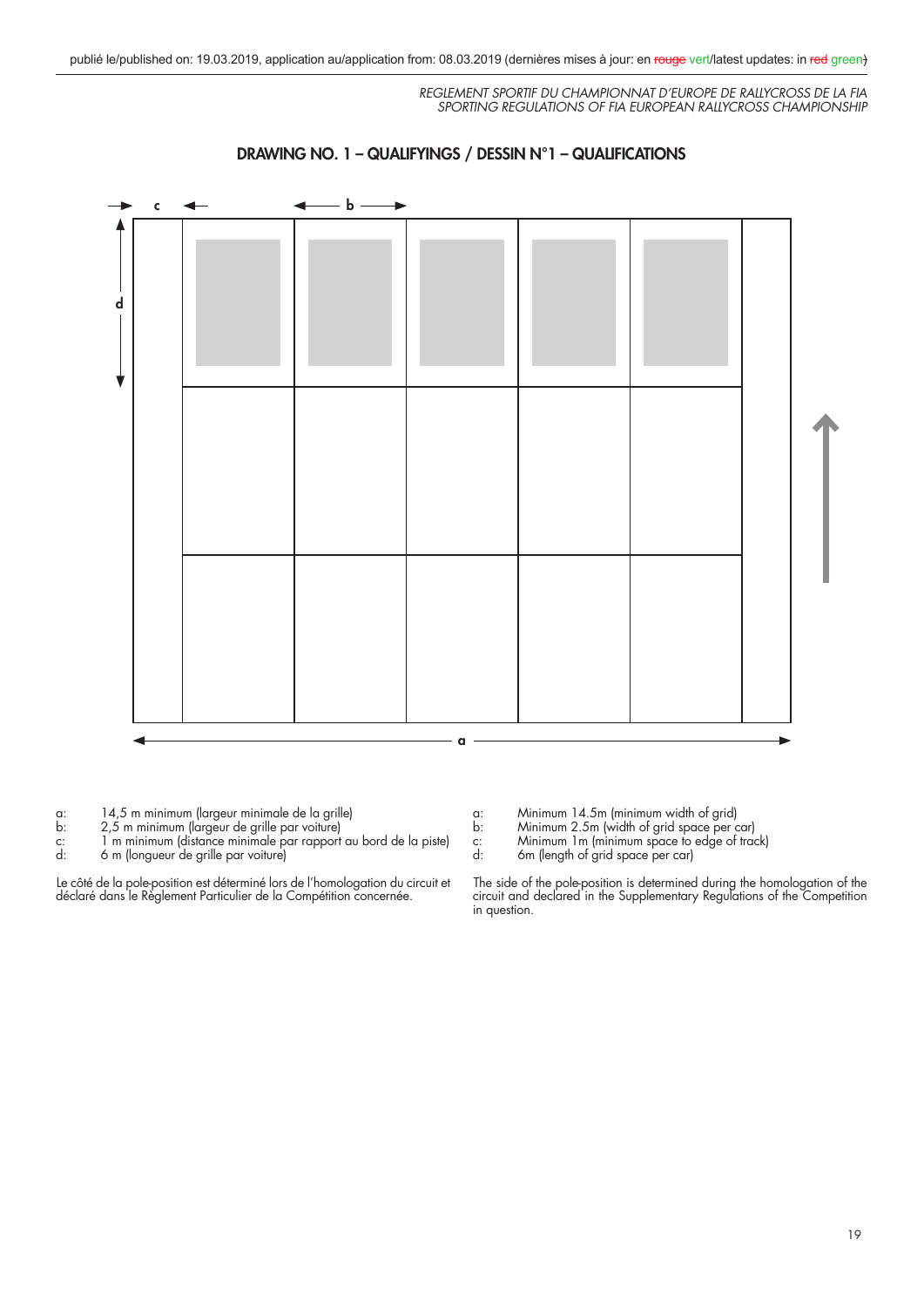publié le/published on: 19.03.2019, application au/application from: 08.03.2019 (dernières mises à jour: en ~~rouge~~ vert/latest updates: in ~~red~~ green)

*REGLEMENT SPORTIF DU CHAMPIONNAT D'EUROPE DE RALLYCROSS DE LA FIA*
*SPORTING REGULATIONS OF FIA EUROPEAN RALLYCROSS CHAMPIONSHIP*

## DRAWING NO. 1 – QUALIFYINGS / DESSIN N°1 – QUALIFICATIONS

c    b    d    a

a: 14,5 m minimum (largeur minimale de la grille)
b: 2,5 m minimum (largeur de grille par voiture)
c: 1 m minimum (distance minimale par rapport au bord de la piste)
d: 6 m (longueur de grille par voiture)

Le côté de la pole-position est déterminé lors de l'homologation du circuit et déclaré dans le Règlement Particulier de la Compétition concernée.

a: Minimum 14.5m (minimum width of grid)
b: Minimum 2.5m (width of grid space per car)
c: Minimum 1m (minimum space to edge of track)
d: 6m (length of grid space per car)

The side of the pole-position is determined during the homologation of the circuit and declared in the Supplementary Regulations of the Competition in question.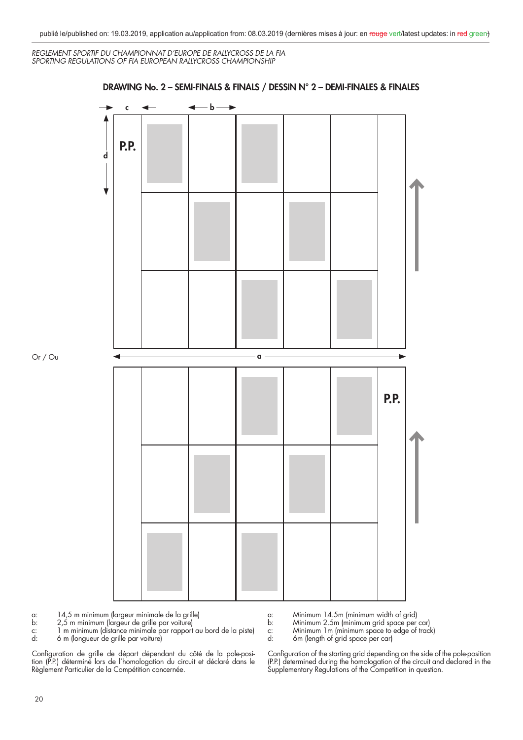publié le/published on: 19.03.2019, application au/application from: 08.03.2019 (dernières mises à jour: en ~~rouge~~ vert/latest updates: in ~~red~~ green)

*REGLEMENT SPORTIF DU CHAMPIONNAT D'EUROPE DE RALLYCROSS DE LA FIA*
*SPORTING REGULATIONS OF FIA EUROPEAN RALLYCROSS CHAMPIONSHIP*

## DRAWING No. 2 – SEMI-FINALS & FINALS / DESSIN N° 2 – DEMI-FINALES & FINALES

c b d P.P.

Or / Ou

a

P.P.

a: 14,5 m minimum (largeur minimale de la grille)
b: 2,5 m minimum (largeur de grille par voiture)
c: 1 m minimum (distance minimale par rapport au bord de la piste)
d: 6 m (longueur de grille par voiture)

Configuration de grille de départ dépendant du côté de la pole-position (P.P.) déterminé lors de l'homologation du circuit et déclaré dans le Règlement Particulier de la Compétition concernée.

a: Minimum 14.5m (minimum width of grid)
b: Minimum 2.5m (minimum grid space per car)
c: Minimum 1m (minimum space to edge of track)
d: 6m (length of grid space per car)

Configuration of the starting grid depending on the side of the pole-position (P.P.) determined during the homologation of the circuit and declared in the Supplementary Regulations of the Competition in question.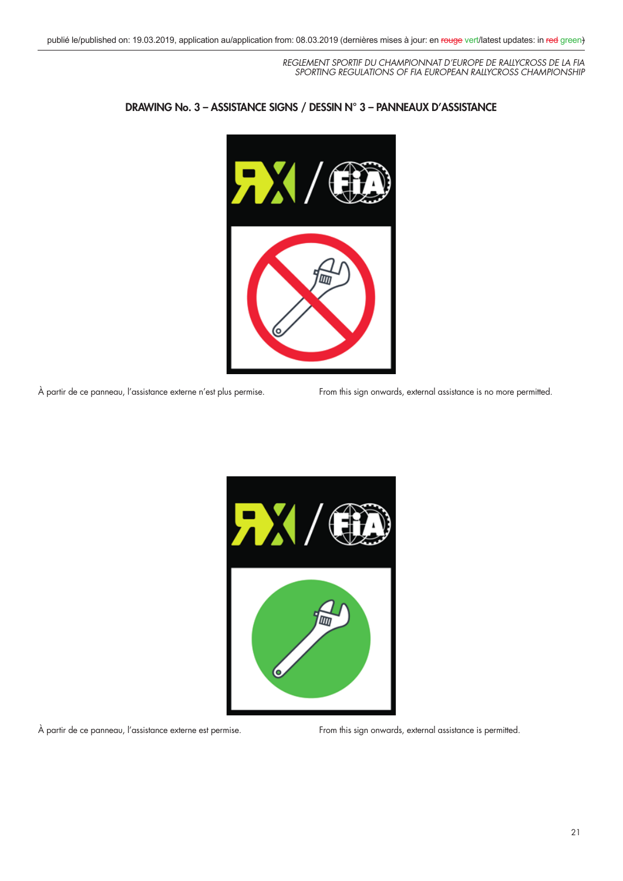## DRAWING No. 3 – ASSISTANCE SIGNS / DESSIN N° 3 – PANNEAUX D'ASSISTANCE

À partir de ce panneau, l'assistance externe n'est plus permise.

From this sign onwards, external assistance is no more permitted.

À partir de ce panneau, l'assistance externe est permise.

From this sign onwards, external assistance is permitted.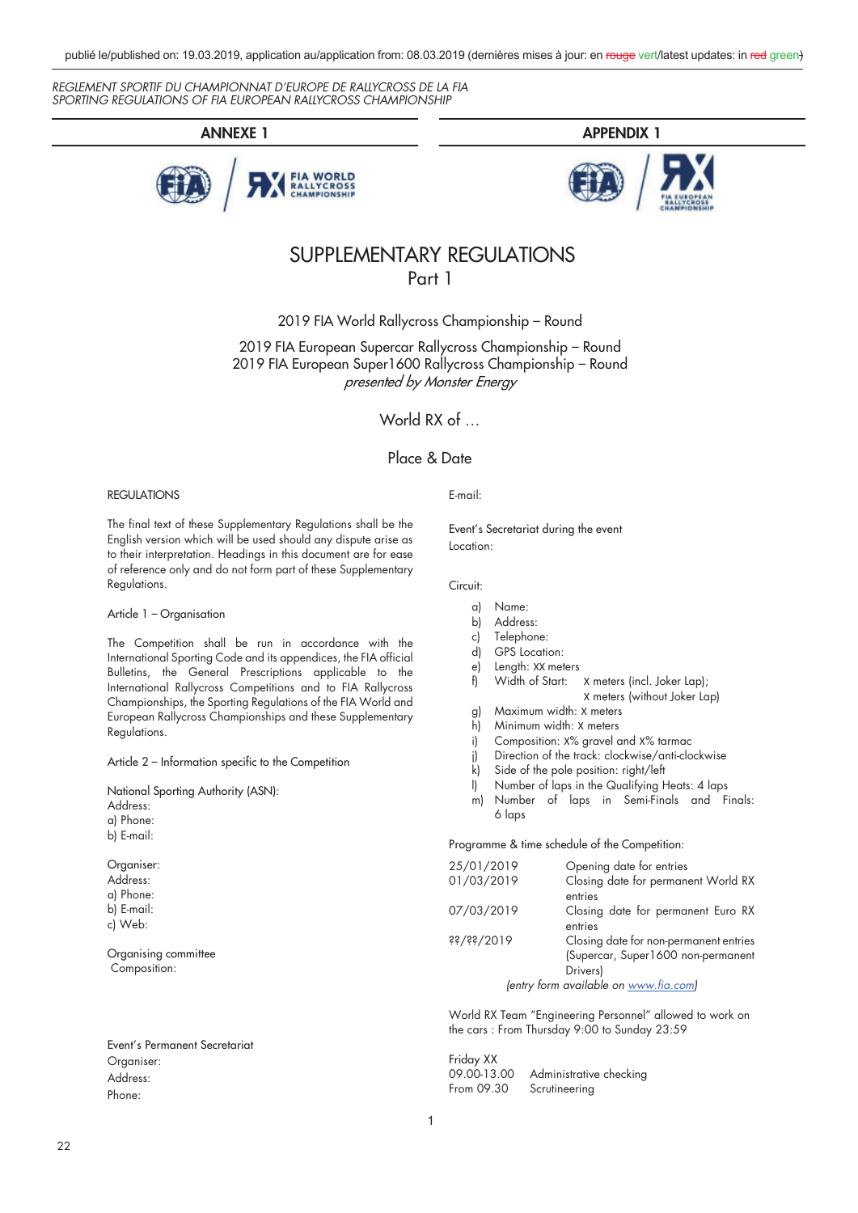publié le/published on: 19.03.2019, application au/application from: 08.03.2019 (dernières mises à jour: en ~~rouge~~ vert/latest updates: in ~~red~~ green)

*REGLEMENT SPORTIF DU CHAMPIONNAT D'EUROPE DE RALLYCROSS DE LA FIA*
*SPORTING REGULATIONS OF FIA EUROPEAN RALLYCROSS CHAMPIONSHIP*

## ANNEXE 1 — APPENDIX 1

# SUPPLEMENTARY REGULATIONS
## Part 1

2019 FIA World Rallycross Championship – Round

2019 FIA European Supercar Rallycross Championship – Round
2019 FIA European Super1600 Rallycross Championship – Round
*presented by Monster Energy*

World RX of …

Place & Date

REGULATIONS

The final text of these Supplementary Regulations shall be the English version which will be used should any dispute arise as to their interpretation. Headings in this document are for ease of reference only and do not form part of these Supplementary Regulations.

Article 1 – Organisation

The Competition shall be run in accordance with the International Sporting Code and its appendices, the FIA official Bulletins, the General Prescriptions applicable to the International Rallycross Competitions and to FIA Rallycross Championships, the Sporting Regulations of the FIA World and European Rallycross Championships and these Supplementary Regulations.

Article 2 – Information specific to the Competition

National Sporting Authority (ASN):
Address:
a) Phone:
b) E-mail:

Organiser:
Address:
a) Phone:
b) E-mail:
c) Web:

Organising committee
Composition:

Event's Permanent Secretariat
Organiser:
Address:
Phone:
E-mail:

Event's Secretariat during the event
Location:

Circuit:

a) Name:
b) Address:
c) Telephone:
d) GPS Location:
e) Length: XX meters
f) Width of Start: X meters (incl. Joker Lap);
   X meters (without Joker Lap)
g) Maximum width: X meters
h) Minimum width: X meters
i) Composition: X% gravel and X% tarmac
j) Direction of the track: clockwise/anti-clockwise
k) Side of the pole position: right/left
l) Number of laps in the Qualifying Heats: 4 laps
m) Number of laps in Semi-Finals and Finals: 6 laps

Programme & time schedule of the Competition:

| | |
|---|---|
| 25/01/2019 | Opening date for entries |
| 01/03/2019 | Closing date for permanent World RX entries |
| 07/03/2019 | Closing date for permanent Euro RX entries |
| ??/??/2019 | Closing date for non-permanent entries (Supercar, Super1600 non-permanent Drivers) |

*(entry form available on www.fia.com)*

World RX Team "Engineering Personnel" allowed to work on the cars : From Thursday 9:00 to Sunday 23:59

Friday XX

| | |
|---|---|
| 09.00-13.00 | Administrative checking |
| From 09.30 | Scrutineering |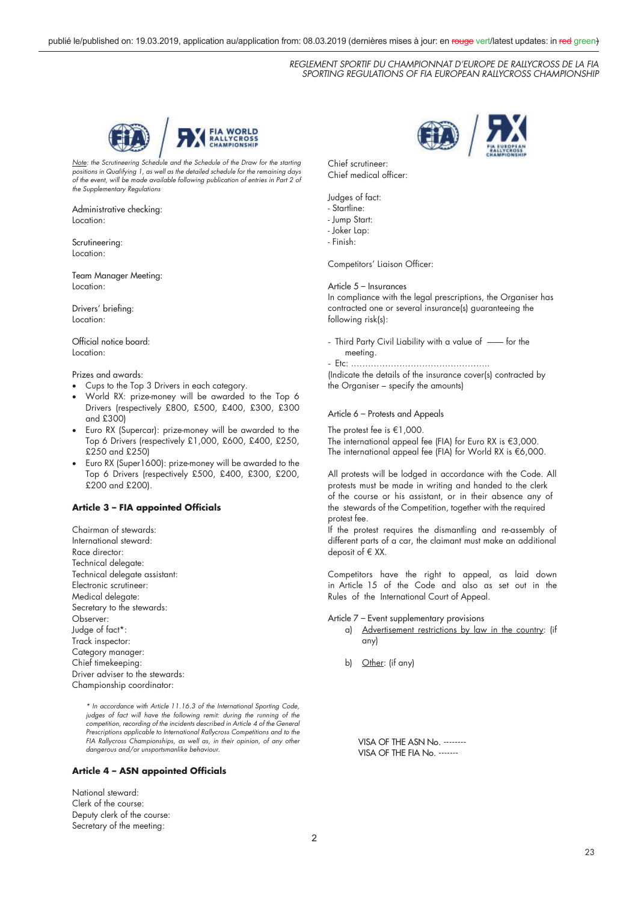*Note: the Scrutineering Schedule and the Schedule of the Draw for the starting positions in Qualifying 1, as well as the detailed schedule for the remaining days of the event, will be made available following publication of entries in Part 2 of the Supplementary Regulations*

Administrative checking:
Location:

Scrutineering:
Location:

Team Manager Meeting:
Location:

Drivers' briefing:
Location:

Official notice board:
Location:

Prizes and awards:

- Cups to the Top 3 Drivers in each category.
- World RX: prize-money will be awarded to the Top 6 Drivers (respectively £800, £500, £400, £300, £300 and £300)
- Euro RX (Supercar): prize-money will be awarded to the Top 6 Drivers (respectively £1,000, £600, £400, £250, £250 and £250)
- Euro RX (Super1600): prize-money will be awarded to the Top 6 Drivers (respectively £500, £400, £300, £200, £200 and £200).

**Article 3 – FIA appointed Officials**

Chairman of stewards:
International steward:
Race director:
Technical delegate:
Technical delegate assistant:
Electronic scrutineer:
Medical delegate:
Secretary to the stewards:
Observer:
Judge of fact*:
Track inspector:
Category manager:
Chief timekeeping:
Driver adviser to the stewards:
Championship coordinator:

*\* In accordance with Article 11.16.3 of the International Sporting Code, judges of fact will have the following remit: during the running of the competition, recording of the incidents described in Article 4 of the General Prescriptions applicable to International Rallycross Competitions and to the FIA Rallycross Championships, as well as, in their opinion, of any other dangerous and/or unsportsmanlike behaviour.*

**Article 4 – ASN appointed Officials**

National steward:
Clerk of the course:
Deputy clerk of the course:
Secretary of the meeting:
Chief scrutineer:
Chief medical officer:

Judges of fact:
- Startline:
- Jump Start:
- Joker Lap:
- Finish:

Competitors' Liaison Officer:

Article 5 – Insurances

In compliance with the legal prescriptions, the Organiser has contracted one or several insurance(s) guaranteeing the following risk(s):

- Third Party Civil Liability with a value of —— for the meeting.
- Etc: ..................................................

(Indicate the details of the insurance cover(s) contracted by the Organiser – specify the amounts)

Article 6 – Protests and Appeals

The protest fee is €1,000.
The international appeal fee (FIA) for Euro RX is €3,000.
The international appeal fee (FIA) for World RX is €6,000.

All protests will be lodged in accordance with the Code. All protests must be made in writing and handed to the clerk of the course or his assistant, or in their absence any of the stewards of the Competition, together with the required protest fee.
If the protest requires the dismantling and re-assembly of different parts of a car, the claimant must make an additional deposit of € XX.

Competitors have the right to appeal, as laid down in Article 15 of the Code and also as set out in the Rules of the International Court of Appeal.

Article 7 – Event supplementary provisions

a) Advertisement restrictions by law in the country: (if any)

b) Other: (if any)

VISA OF THE ASN No. --------
VISA OF THE FIA No. -------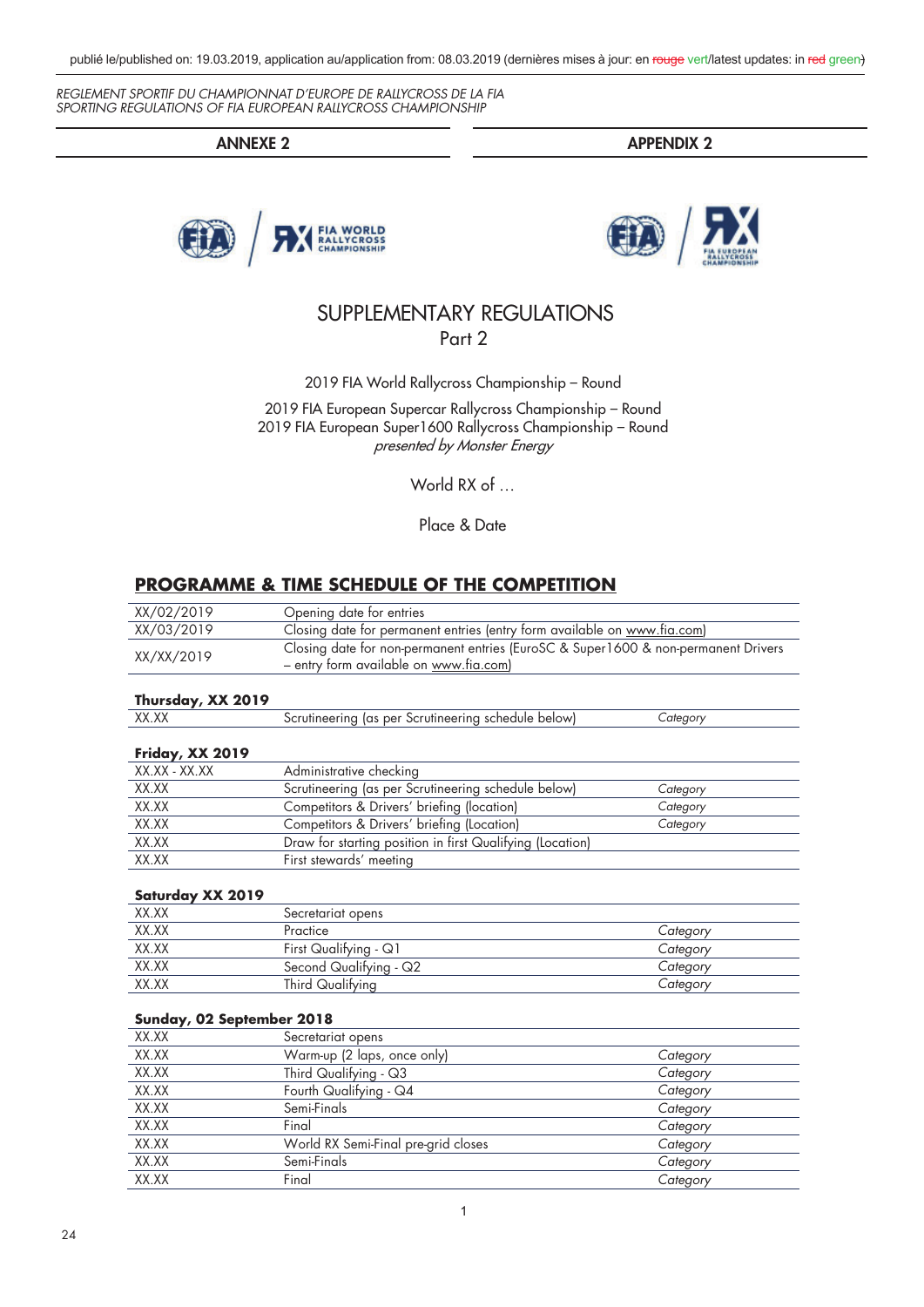REGLEMENT SPORTIF DU CHAMPIONNAT D'EUROPE DE RALLYCROSS DE LA FIA
SPORTING REGULATIONS OF FIA EUROPEAN RALLYCROSS CHAMPIONSHIP

| ANNEXE 2 | APPENDIX 2 |
|---|---|

# SUPPLEMENTARY REGULATIONS
## Part 2

2019 FIA World Rallycross Championship – Round

2019 FIA European Supercar Rallycross Championship – Round
2019 FIA European Super1600 Rallycross Championship – Round
*presented by Monster Energy*

World RX of …

Place & Date

## PROGRAMME & TIME SCHEDULE OF THE COMPETITION

| | |
|---|---|
| XX/02/2019 | Opening date for entries |
| XX/03/2019 | Closing date for permanent entries (entry form available on www.fia.com) |
| XX/XX/2019 | Closing date for non-permanent entries (EuroSC & Super1600 & non-permanent Drivers – entry form available on www.fia.com) |

**Thursday, XX 2019**

| | | |
|---|---|---|
| XX.XX | Scrutineering (as per Scrutineering schedule below) | *Category* |

**Friday, XX 2019**

| | | |
|---|---|---|
| XX.XX - XX.XX | Administrative checking | |
| XX.XX | Scrutineering (as per Scrutineering schedule below) | *Category* |
| XX.XX | Competitors & Drivers' briefing (location) | *Category* |
| XX.XX | Competitors & Drivers' briefing (Location) | *Category* |
| XX.XX | Draw for starting position in first Qualifying (Location) | |
| XX.XX | First stewards' meeting | |

**Saturday XX 2019**

| | | |
|---|---|---|
| XX.XX | Secretariat opens | |
| XX.XX | Practice | *Category* |
| XX.XX | First Qualifying - Q1 | *Category* |
| XX.XX | Second Qualifying - Q2 | *Category* |
| XX.XX | Third Qualifying | *Category* |

**Sunday, 02 September 2018**

| | | |
|---|---|---|
| XX.XX | Secretariat opens | |
| XX.XX | Warm-up (2 laps, once only) | *Category* |
| XX.XX | Third Qualifying - Q3 | *Category* |
| XX.XX | Fourth Qualifying - Q4 | *Category* |
| XX.XX | Semi-Finals | *Category* |
| XX.XX | Final | *Category* |
| XX.XX | World RX Semi-Final pre-grid closes | *Category* |
| XX.XX | Semi-Finals | *Category* |
| XX.XX | Final | *Category* |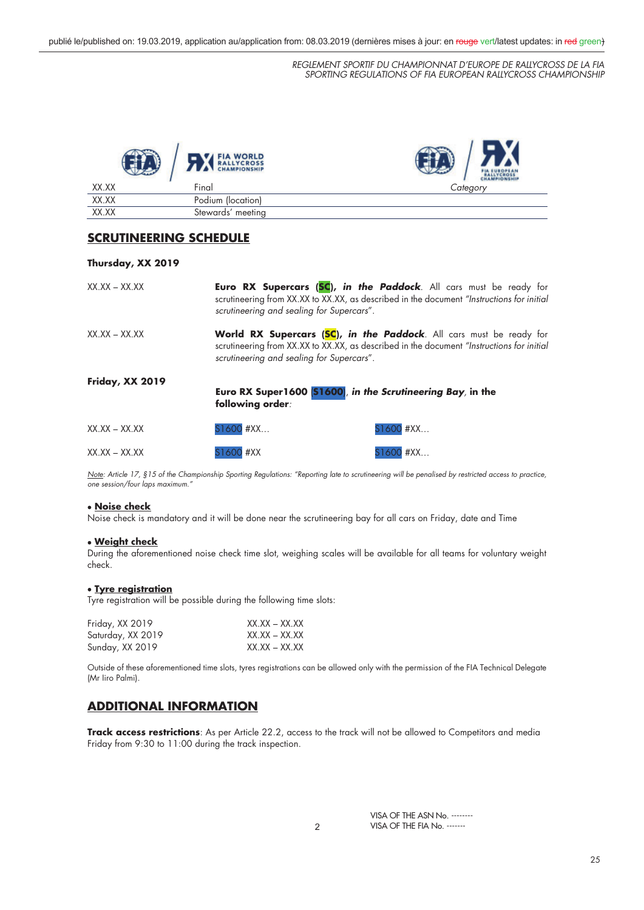| XX.XX | Final | *Category* |
|---|---|---|
| XX.XX | Podium (location) | |
| XX.XX | Stewards' meeting | |

## SCRUTINEERING SCHEDULE

**Thursday, XX 2019**

XX.XX – XX.XX — **Euro RX Supercars (SC), *in the Paddock***. All cars must be ready for scrutineering from XX.XX to XX.XX, as described in the document *"Instructions for initial scrutineering and sealing for Supercars"*.

XX.XX – XX.XX — **World RX Supercars (SC), *in the Paddock***. All cars must be ready for scrutineering from XX.XX to XX.XX, as described in the document *"Instructions for initial scrutineering and sealing for Supercars"*.

**Friday, XX 2019**

**Euro RX Super1600 (S1600), *in the Scrutineering Bay*, in the following order**:

| | | |
|---|---|---|
| XX.XX – XX.XX | S1600 #XX… | S1600 #XX… |
| XX.XX – XX.XX | S1600 #XX | S1600 #XX… |

*Note: Article 17, §15 of the Championship Sporting Regulations: "Reporting late to scrutineering will be penalised by restricted access to practice, one session/four laps maximum."*

- **Noise check**

Noise check is mandatory and it will be done near the scrutineering bay for all cars on Friday, date and Time

- **Weight check**

During the aforementioned noise check time slot, weighing scales will be available for all teams for voluntary weight check.

- **Tyre registration**

Tyre registration will be possible during the following time slots:

| | |
|---|---|
| Friday, XX 2019 | XX.XX – XX.XX |
| Saturday, XX 2019 | XX.XX – XX.XX |
| Sunday, XX 2019 | XX.XX – XX.XX |

Outside of these aforementioned time slots, tyres registrations can be allowed only with the permission of the FIA Technical Delegate (Mr Iiro Palmi).

## ADDITIONAL INFORMATION

**Track access restrictions**: As per Article 22.2, access to the track will not be allowed to Competitors and media Friday from 9:30 to 11:00 during the track inspection.

VISA OF THE ASN No. --------
VISA OF THE FIA No. -------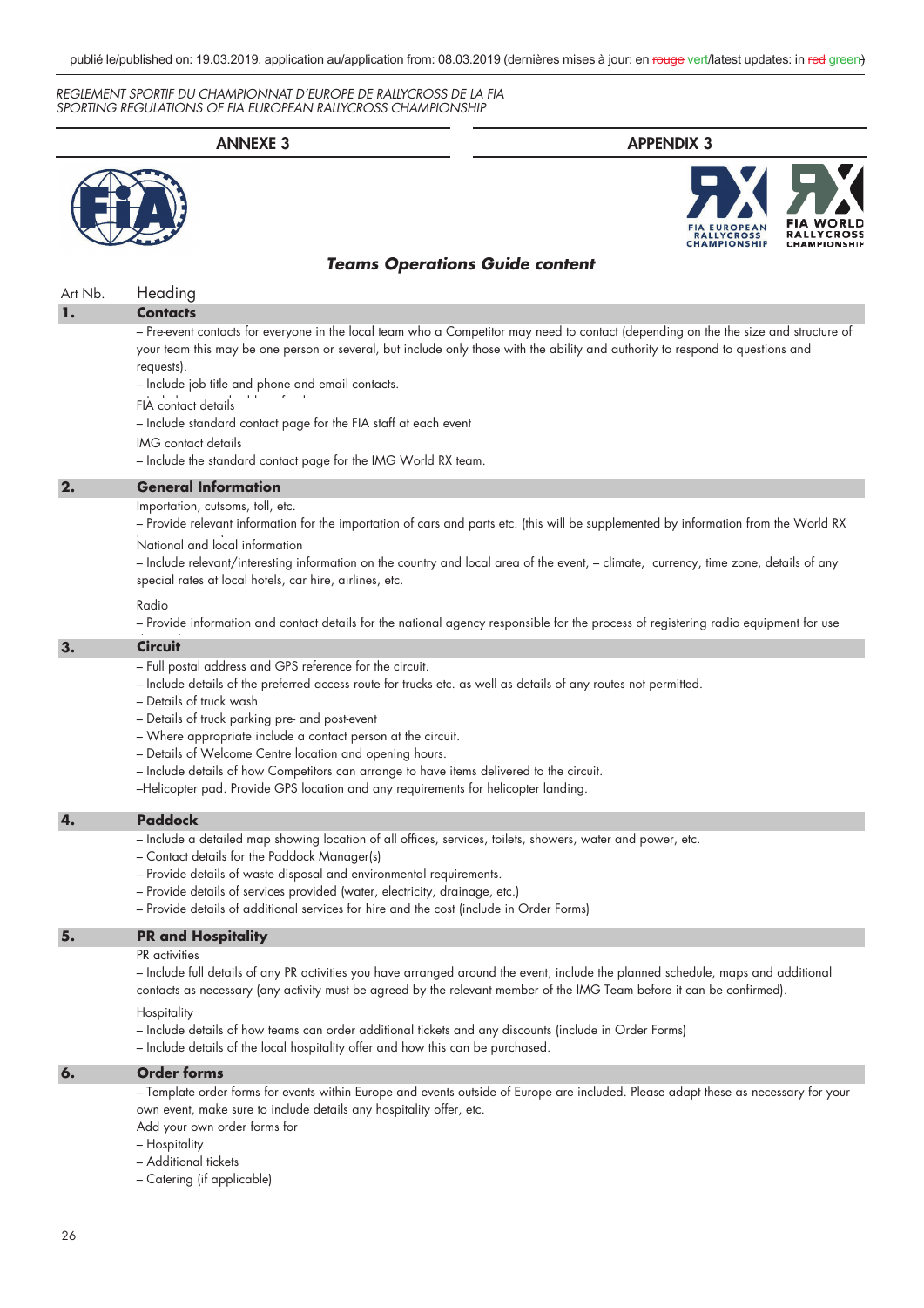publié le/published on: 19.03.2019, application au/application from: 08.03.2019 (dernières mises à jour: en ~~rouge~~ vert/latest updates: in ~~red~~ green)

*REGLEMENT SPORTIF DU CHAMPIONNAT D'EUROPE DE RALLYCROSS DE LA FIA*
*SPORTING REGULATIONS OF FIA EUROPEAN RALLYCROSS CHAMPIONSHIP*

| ANNEXE 3 | APPENDIX 3 |
|---|---|

## *Teams Operations Guide content*

| Art Nb. | Heading |
|---|---|
| **1.** | **Contacts** |
| | – Pre-event contacts for everyone in the local team who a Competitor may need to contact (depending on the the size and structure of your team this may be one person or several, but include only those with the ability and authority to respond to questions and requests).<br>– Include job title and phone and email contacts.<br>FIA contact details<br>– Include standard contact page for the FIA staff at each event<br>IMG contact details<br>– Include the standard contact page for the IMG World RX team. |
| **2.** | **General Information** |
| | Importation, cutsoms, toll, etc.<br>– Provide relevant information for the importation of cars and parts etc. (this will be supplemented by information from the World RX<br>National and local information<br>– Include relevant/interesting information on the country and local area of the event, – climate, currency, time zone, details of any special rates at local hotels, car hire, airlines, etc.<br>Radio<br>– Provide information and contact details for the national agency responsible for the process of registering radio equipment for use |
| **3.** | **Circuit** |
| | – Full postal address and GPS reference for the circuit.<br>– Include details of the preferred access route for trucks etc. as well as details of any routes not permitted.<br>– Details of truck wash<br>– Details of truck parking pre- and post-event<br>– Where appropriate include a contact person at the circuit.<br>– Details of Welcome Centre location and opening hours.<br>– Include details of how Competitors can arrange to have items delivered to the circuit.<br>–Helicopter pad. Provide GPS location and any requirements for helicopter landing. |
| **4.** | **Paddock** |
| | – Include a detailed map showing location of all offices, services, toilets, showers, water and power, etc.<br>– Contact details for the Paddock Manager(s)<br>– Provide details of waste disposal and environmental requirements.<br>– Provide details of services provided (water, electricity, drainage, etc.)<br>– Provide details of additional services for hire and the cost (include in Order Forms) |
| **5.** | **PR and Hospitality** |
| | PR activities<br>– Include full details of any PR activities you have arranged around the event, include the planned schedule, maps and additional contacts as necessary (any activity must be agreed by the relevant member of the IMG Team before it can be confirmed).<br>Hospitality<br>– Include details of how teams can order additional tickets and any discounts (include in Order Forms)<br>– Include details of the local hospitality offer and how this can be purchased. |
| **6.** | **Order forms** |
| | – Template order forms for events within Europe and events outside of Europe are included. Please adapt these as necessary for your own event, make sure to include details any hospitality offer, etc.<br>Add your own order forms for<br>– Hospitality<br>– Additional tickets<br>– Catering (if applicable) |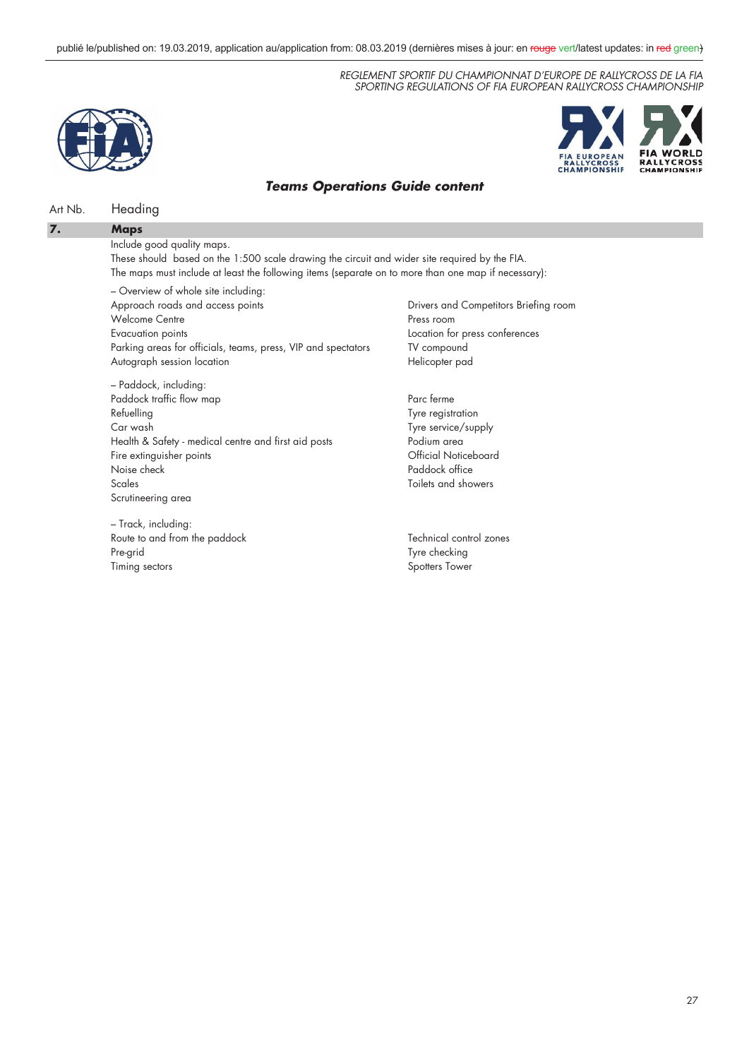## Teams Operations Guide content

| Art Nb. | Heading |
|---|---|
| **7.** | **Maps** |

Include good quality maps.

These should based on the 1:500 scale drawing the circuit and wider site required by the FIA.

The maps must include at least the following items (separate on to more than one map if necessary):

– Overview of whole site including:

- Approach roads and access points
- Welcome Centre
- Evacuation points
- Parking areas for officials, teams, press, VIP and spectators
- Autograph session location
- Drivers and Competitors Briefing room
- Press room
- Location for press conferences
- TV compound
- Helicopter pad

– Paddock, including:

- Paddock traffic flow map
- Refuelling
- Car wash
- Health & Safety - medical centre and first aid posts
- Fire extinguisher points
- Noise check
- Scales
- Scrutineering area
- Parc ferme
- Tyre registration
- Tyre service/supply
- Podium area
- Official Noticeboard
- Paddock office
- Toilets and showers

– Track, including:

- Route to and from the paddock
- Pre-grid
- Timing sectors
- Technical control zones
- Tyre checking
- Spotters Tower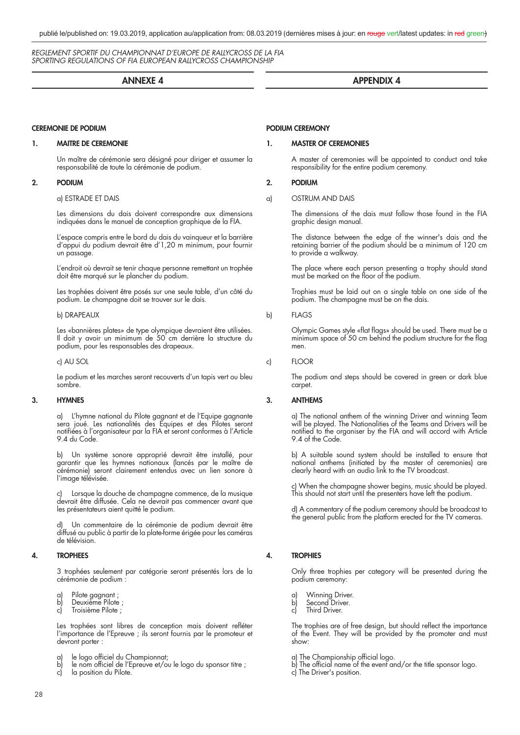publié le/published on: 19.03.2019, application au/application from: 08.03.2019 (dernières mises à jour: en ~~rouge~~ vert/latest updates: in ~~red~~ green)

*REGLEMENT SPORTIF DU CHAMPIONNAT D'EUROPE DE RALLYCROSS DE LA FIA*
*SPORTING REGULATIONS OF FIA EUROPEAN RALLYCROSS CHAMPIONSHIP*

# ANNEXE 4

## CEREMONIE DE PODIUM

### 1. MAITRE DE CEREMONIE

Un maître de cérémonie sera désigné pour diriger et assumer la responsabilité de toute la cérémonie de podium.

### 2. PODIUM

a) ESTRADE ET DAIS

Les dimensions du dais doivent correspondre aux dimensions indiquées dans le manuel de conception graphique de la FIA.

L'espace compris entre le bord du dais du vainqueur et la barrière d'appui du podium devrait être d'1,20 m minimum, pour fournir un passage.

L'endroit où devrait se tenir chaque personne remettant un trophée doit être marqué sur le plancher du podium.

Les trophées doivent être posés sur une seule table, d'un côté du podium. Le champagne doit se trouver sur le dais.

b) DRAPEAUX

Les «bannières plates» de type olympique devraient être utilisées. Il doit y avoir un minimum de 50 cm derrière la structure du podium, pour les responsables des drapeaux.

c) AU SOL

Le podium et les marches seront recouverts d'un tapis vert ou bleu sombre.

### 3. HYMNES

a) L'hymne national du Pilote gagnant et de l'Equipe gagnante sera joué. Les nationalités des Equipes et des Pilotes seront notifiées à l'organisateur par la FIA et seront conformes à l'Article 9.4 du Code.

b) Un système sonore approprié devrait être installé, pour garantir que les hymnes nationaux (lancés par le maître de cérémonie) seront clairement entendus avec un lien sonore à l'image télévisée.

c) Lorsque la douche de champagne commence, de la musique devrait être diffusée. Cela ne devrait pas commencer avant que les présentateurs aient quitté le podium.

d) Un commentaire de la cérémonie de podium devrait être diffusé au public à partir de la plate-forme érigée pour les caméras de télévision.

### 4. TROPHEES

3 trophées seulement par catégorie seront présentés lors de la cérémonie de podium :

a) Pilote gagnant ;
b) Deuxième Pilote ;
c) Troisième Pilote ;

Les trophées sont libres de conception mais doivent refléter l'importance de l'Epreuve ; ils seront fournis par le promoteur et devront porter :

a) le logo officiel du Championnat;
b) le nom officiel de l'Epreuve et/ou le logo du sponsor titre ;
c) la position du Pilote.

# APPENDIX 4

## PODIUM CEREMONY

### 1. MASTER OF CEREMONIES

A master of ceremonies will be appointed to conduct and take responsibility for the entire podium ceremony.

### 2. PODIUM

a) OSTRUM AND DAIS

The dimensions of the dais must follow those found in the FIA graphic design manual.

The distance between the edge of the winner's dais and the retaining barrier of the podium should be a minimum of 120 cm to provide a walkway.

The place where each person presenting a trophy should stand must be marked on the floor of the podium.

Trophies must be laid out on a single table on one side of the podium. The champagne must be on the dais.

b) FLAGS

Olympic Games style «flat flags» should be used. There must be a minimum space of 50 cm behind the podium structure for the flag men.

c) FLOOR

The podium and steps should be covered in green or dark blue carpet.

### 3. ANTHEMS

a) The national anthem of the winning Driver and winning Team will be played. The Nationalities of the Teams and Drivers will be notified to the organiser by the FIA and will accord with Article 9.4 of the Code.

b) A suitable sound system should be installed to ensure that national anthems (initiated by the master of ceremonies) are clearly heard with an audio link to the TV broadcast.

c) When the champagne shower begins, music should be played. This should not start until the presenters have left the podium.

d) A commentary of the podium ceremony should be broadcast to the general public from the platform erected for the TV cameras.

### 4. TROPHIES

Only three trophies per category will be presented during the podium ceremony:

a) Winning Driver.
b) Second Driver.
c) Third Driver.

The trophies are of free design, but should reflect the importance of the Event. They will be provided by the promoter and must show:

a) The Championship official logo.
b) The official name of the event and/or the title sponsor logo.
c) The Driver's position.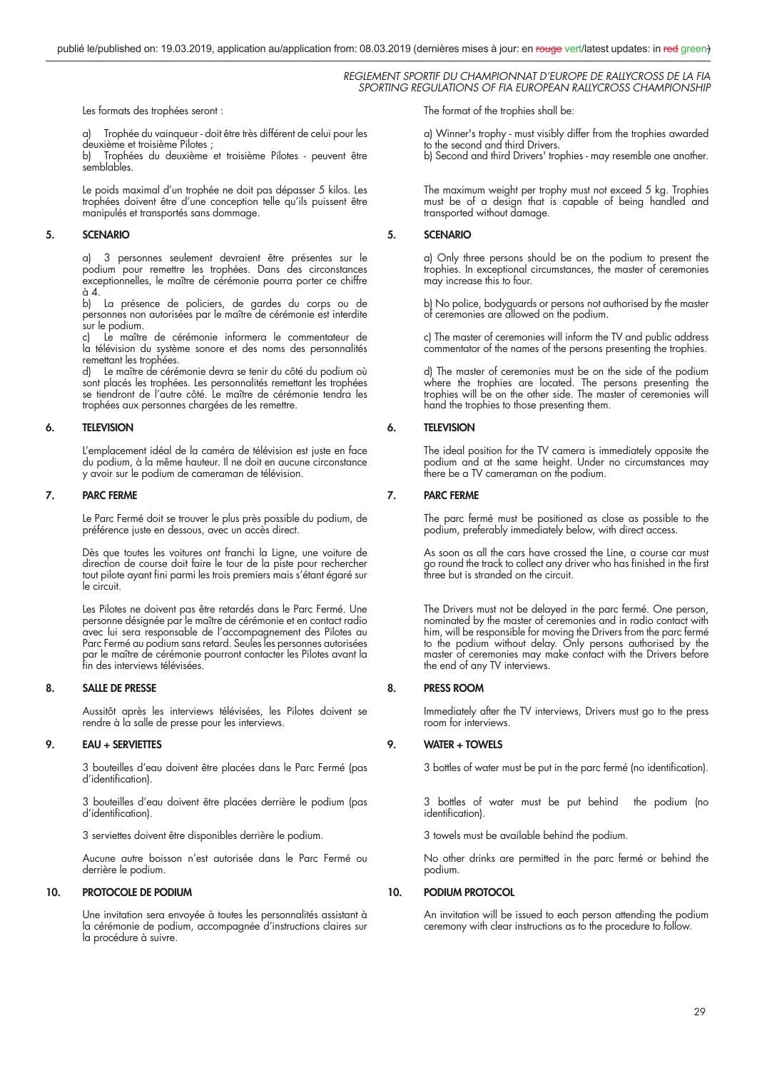Les formats des trophées seront :

a) Trophée du vainqueur - doit être très différent de celui pour les deuxième et troisième Pilotes ;
b) Trophées du deuxième et troisième Pilotes - peuvent être semblables.

Le poids maximal d'un trophée ne doit pas dépasser 5 kilos. Les trophées doivent être d'une conception telle qu'ils puissent être manipulés et transportés sans dommage.

## 5. SCENARIO

a) 3 personnes seulement devraient être présentes sur le podium pour remettre les trophées. Dans des circonstances exceptionnelles, le maître de cérémonie pourra porter ce chiffre à 4.
b) La présence de policiers, de gardes du corps ou de personnes non autorisées par le maître de cérémonie est interdite sur le podium.
c) Le maître de cérémonie informera le commentateur de la télévision du système sonore et des noms des personnalités remettant les trophées.
d) Le maître de cérémonie devra se tenir du côté du podium où sont placés les trophées. Les personnalités remettant les trophées se tiendront de l'autre côté. Le maître de cérémonie tendra les trophées aux personnes chargées de les remettre.

## 6. TELEVISION

L'emplacement idéal de la caméra de télévision est juste en face du podium, à la même hauteur. Il ne doit en aucune circonstance y avoir sur le podium de cameraman de télévision.

## 7. PARC FERME

Le Parc Fermé doit se trouver le plus près possible du podium, de préférence juste en dessous, avec un accès direct.

Dès que toutes les voitures ont franchi la Ligne, une voiture de direction de course doit faire le tour de la piste pour rechercher tout pilote ayant fini parmi les trois premiers mais s'étant égaré sur le circuit.

Les Pilotes ne doivent pas être retardés dans le Parc Fermé. Une personne désignée par le maître de cérémonie et en contact radio avec lui sera responsable de l'accompagnement des Pilotes au Parc Fermé au podium sans retard. Seules les personnes autorisées par le maître de cérémonie pourront contacter les Pilotes avant la fin des interviews télévisées.

## 8. SALLE DE PRESSE

Aussitôt après les interviews télévisées, les Pilotes doivent se rendre à la salle de presse pour les interviews.

## 9. EAU + SERVIETTES

3 bouteilles d'eau doivent être placées dans le Parc Fermé (pas d'identification).

3 bouteilles d'eau doivent être placées derrière le podium (pas d'identification).

3 serviettes doivent être disponibles derrière le podium.

Aucune autre boisson n'est autorisée dans le Parc Fermé ou derrière le podium.

## 10. PROTOCOLE DE PODIUM

Une invitation sera envoyée à toutes les personnalités assistant à la cérémonie de podium, accompagnée d'instructions claires sur la procédure à suivre.

---

The format of the trophies shall be:

a) Winner's trophy - must visibly differ from the trophies awarded to the second and third Drivers.
b) Second and third Drivers' trophies - may resemble one another.

The maximum weight per trophy must not exceed 5 kg. Trophies must be of a design that is capable of being handled and transported without damage.

## 5. SCENARIO

a) Only three persons should be on the podium to present the trophies. In exceptional circumstances, the master of ceremonies may increase this to four.

b) No police, bodyguards or persons not authorised by the master of ceremonies are allowed on the podium.

c) The master of ceremonies will inform the TV and public address commentator of the names of the persons presenting the trophies.

d) The master of ceremonies must be on the side of the podium where the trophies are located. The persons presenting the trophies will be on the other side. The master of ceremonies will hand the trophies to those presenting them.

## 6. TELEVISION

The ideal position for the TV camera is immediately opposite the podium and at the same height. Under no circumstances may there be a TV cameraman on the podium.

## 7. PARC FERME

The parc fermé must be positioned as close as possible to the podium, preferably immediately below, with direct access.

As soon as all the cars have crossed the Line, a course car must go round the track to collect any driver who has finished in the first three but is stranded on the circuit.

The Drivers must not be delayed in the parc fermé. One person, nominated by the master of ceremonies and in radio contact with him, will be responsible for moving the Drivers from the parc fermé to the podium without delay. Only persons authorised by the master of ceremonies may make contact with the Drivers before the end of any TV interviews.

## 8. PRESS ROOM

Immediately after the TV interviews, Drivers must go to the press room for interviews.

## 9. WATER + TOWELS

3 bottles of water must be put in the parc fermé (no identification).

3 bottles of water must be put behind the podium (no identification).

3 towels must be available behind the podium.

No other drinks are permitted in the parc fermé or behind the podium.

## 10. PODIUM PROTOCOL

An invitation will be issued to each person attending the podium ceremony with clear instructions as to the procedure to follow.